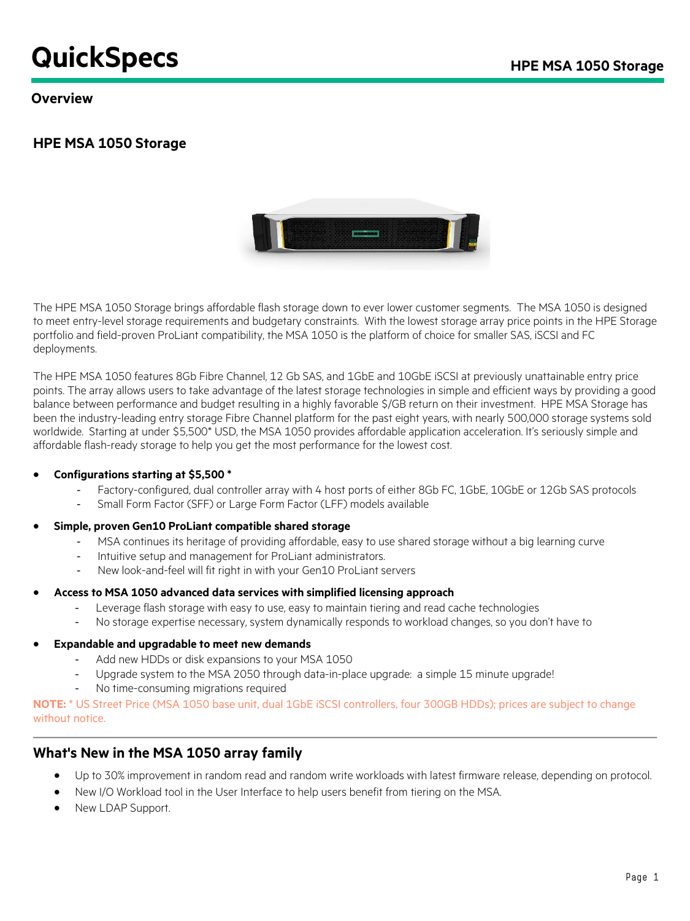# QuickSpecs

## Overview

### HPE MSA 1050 Storage

The HPE MSA 1050 Storage brings affordable flash storage down to ever lower customer segments. The MSA 1050 is designed to meet entry-level storage requirements and budgetary constraints. With the lowest storage array price points in the HPE Storage portfolio and field-proven ProLiant compatibility, the MSA 1050 is the platform of choice for smaller SAS, iSCSI and FC deployments.

The HPE MSA 1050 features 8Gb Fibre Channel, 12 Gb SAS, and 1GbE and 10GbE iSCSI at previously unattainable entry price points. The array allows users to take advantage of the latest storage technologies in simple and efficient ways by providing a good balance between performance and budget resulting in a highly favorable $/GB return on their investment. HPE MSA Storage has been the industry-leading entry storage Fibre Channel platform for the past eight years, with nearly 500,000 storage systems sold worldwide. Starting at under $5,500* USD, the MSA 1050 provides affordable application acceleration. It's seriously simple and affordable flash-ready storage to help you get the most performance for the lowest cost.

- **Configurations starting at $5,500 ***
  - Factory-configured, dual controller array with 4 host ports of either 8Gb FC, 1GbE, 10GbE or 12Gb SAS protocols
  - Small Form Factor (SFF) or Large Form Factor (LFF) models available
- **Simple, proven Gen10 ProLiant compatible shared storage**
  - MSA continues its heritage of providing affordable, easy to use shared storage without a big learning curve
  - Intuitive setup and management for ProLiant administrators.
  - New look-and-feel will fit right in with your Gen10 ProLiant servers
- **Access to MSA 1050 advanced data services with simplified licensing approach**
  - Leverage flash storage with easy to use, easy to maintain tiering and read cache technologies
  - No storage expertise necessary, system dynamically responds to workload changes, so you don't have to
- **Expandable and upgradable to meet new demands**
  - Add new HDDs or disk expansions to your MSA 1050
  - Upgrade system to the MSA 2050 through data-in-place upgrade: a simple 15 minute upgrade!
  - No time-consuming migrations required

**NOTE:** * US Street Price (MSA 1050 base unit, dual 1GbE iSCSI controllers, four 300GB HDDs); prices are subject to change without notice.

### What's New in the MSA 1050 array family

- Up to 30% improvement in random read and random write workloads with latest firmware release, depending on protocol.
- New I/O Workload tool in the User Interface to help users benefit from tiering on the MSA.
- New LDAP Support.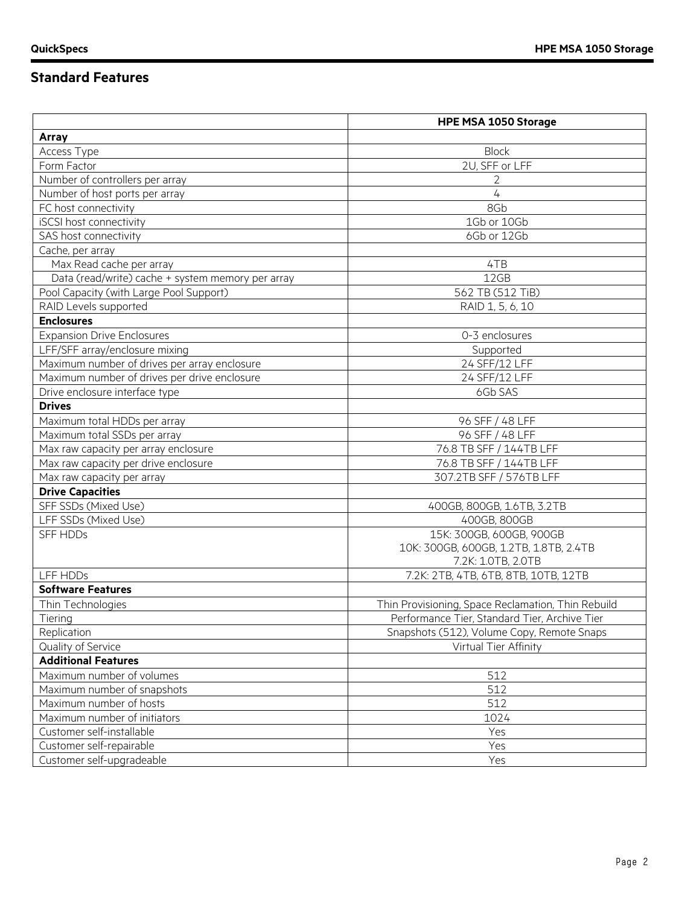## Standard Features

| | HPE MSA 1050 Storage |
|---|---|
| **Array** | |
| Access Type | Block |
| Form Factor | 2U, SFF or LFF |
| Number of controllers per array | 2 |
| Number of host ports per array | 4 |
| FC host connectivity | 8Gb |
| iSCSI host connectivity | 1Gb or 10Gb |
| SAS host connectivity | 6Gb or 12Gb |
| Cache, per array | |
| Max Read cache per array | 4TB |
| Data (read/write) cache + system memory per array | 12GB |
| Pool Capacity (with Large Pool Support) | 562 TB (512 TiB) |
| RAID Levels supported | RAID 1, 5, 6, 10 |
| **Enclosures** | |
| Expansion Drive Enclosures | 0-3 enclosures |
| LFF/SFF array/enclosure mixing | Supported |
| Maximum number of drives per array enclosure | 24 SFF/12 LFF |
| Maximum number of drives per drive enclosure | 24 SFF/12 LFF |
| Drive enclosure interface type | 6Gb SAS |
| **Drives** | |
| Maximum total HDDs per array | 96 SFF / 48 LFF |
| Maximum total SSDs per array | 96 SFF / 48 LFF |
| Max raw capacity per array enclosure | 76.8 TB SFF / 144TB LFF |
| Max raw capacity per drive enclosure | 76.8 TB SFF / 144TB LFF |
| Max raw capacity per array | 307.2TB SFF / 576TB LFF |
| **Drive Capacities** | |
| SFF SSDs (Mixed Use) | 400GB, 800GB, 1.6TB, 3.2TB |
| LFF SSDs (Mixed Use) | 400GB, 800GB |
| SFF HDDs | 15K: 300GB, 600GB, 900GB<br>10K: 300GB, 600GB, 1.2TB, 1.8TB, 2.4TB<br>7.2K: 1.0TB, 2.0TB |
| LFF HDDs | 7.2K: 2TB, 4TB, 6TB, 8TB, 10TB, 12TB |
| **Software Features** | |
| Thin Technologies | Thin Provisioning, Space Reclamation, Thin Rebuild |
| Tiering | Performance Tier, Standard Tier, Archive Tier |
| Replication | Snapshots (512), Volume Copy, Remote Snaps |
| Quality of Service | Virtual Tier Affinity |
| **Additional Features** | |
| Maximum number of volumes | 512 |
| Maximum number of snapshots | 512 |
| Maximum number of hosts | 512 |
| Maximum number of initiators | 1024 |
| Customer self-installable | Yes |
| Customer self-repairable | Yes |
| Customer self-upgradeable | Yes |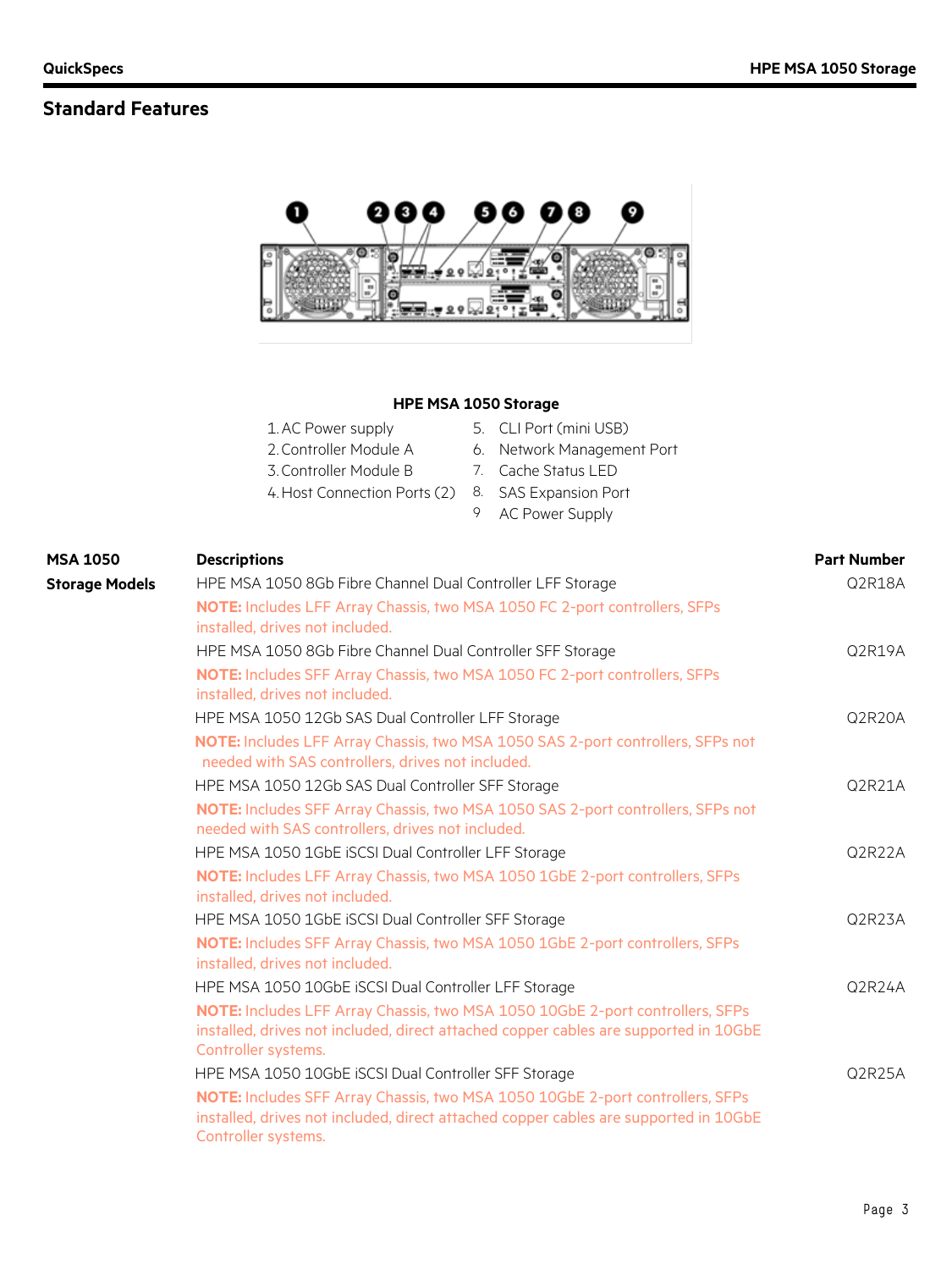## Standard Features

**HPE MSA 1050 Storage**

1. AC Power supply
2. Controller Module A
3. Controller Module B
4. Host Connection Ports (2)
5. CLI Port (mini USB)
6. Network Management Port
7. Cache Status LED
8. SAS Expansion Port
9. AC Power Supply

| MSA 1050 | Descriptions | Part Number |
|---|---|---|
| **Storage Models** | HPE MSA 1050 8Gb Fibre Channel Dual Controller LFF Storage | Q2R18A |
| | **NOTE:** Includes LFF Array Chassis, two MSA 1050 FC 2-port controllers, SFPs installed, drives not included. | |
| | HPE MSA 1050 8Gb Fibre Channel Dual Controller SFF Storage | Q2R19A |
| | **NOTE:** Includes SFF Array Chassis, two MSA 1050 FC 2-port controllers, SFPs installed, drives not included. | |
| | HPE MSA 1050 12Gb SAS Dual Controller LFF Storage | Q2R20A |
| | **NOTE:** Includes LFF Array Chassis, two MSA 1050 SAS 2-port controllers, SFPs not needed with SAS controllers, drives not included. | |
| | HPE MSA 1050 12Gb SAS Dual Controller SFF Storage | Q2R21A |
| | **NOTE:** Includes SFF Array Chassis, two MSA 1050 SAS 2-port controllers, SFPs not needed with SAS controllers, drives not included. | |
| | HPE MSA 1050 1GbE iSCSI Dual Controller LFF Storage | Q2R22A |
| | **NOTE:** Includes LFF Array Chassis, two MSA 1050 1GbE 2-port controllers, SFPs installed, drives not included. | |
| | HPE MSA 1050 1GbE iSCSI Dual Controller SFF Storage | Q2R23A |
| | **NOTE:** Includes SFF Array Chassis, two MSA 1050 1GbE 2-port controllers, SFPs installed, drives not included. | |
| | HPE MSA 1050 10GbE iSCSI Dual Controller LFF Storage | Q2R24A |
| | **NOTE:** Includes LFF Array Chassis, two MSA 1050 10GbE 2-port controllers, SFPs installed, drives not included, direct attached copper cables are supported in 10GbE Controller systems. | |
| | HPE MSA 1050 10GbE iSCSI Dual Controller SFF Storage | Q2R25A |
| | **NOTE:** Includes SFF Array Chassis, two MSA 1050 10GbE 2-port controllers, SFPs installed, drives not included, direct attached copper cables are supported in 10GbE Controller systems. | |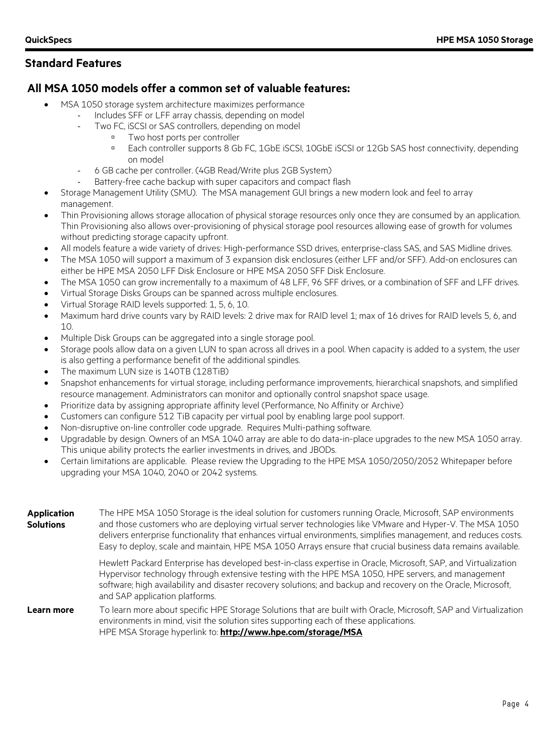## Standard Features

### All MSA 1050 models offer a common set of valuable features:

- MSA 1050 storage system architecture maximizes performance
  - Includes SFF or LFF array chassis, depending on model
  - Two FC, iSCSI or SAS controllers, depending on model
    - Two host ports per controller
    - Each controller supports 8 Gb FC, 1GbE iSCSI, 10GbE iSCSI or 12Gb SAS host connectivity, depending on model
  - 6 GB cache per controller. (4GB Read/Write plus 2GB System)
  - Battery-free cache backup with super capacitors and compact flash
- Storage Management Utility (SMU). The MSA management GUI brings a new modern look and feel to array management.
- Thin Provisioning allows storage allocation of physical storage resources only once they are consumed by an application. Thin Provisioning also allows over-provisioning of physical storage pool resources allowing ease of growth for volumes without predicting storage capacity upfront.
- All models feature a wide variety of drives: High-performance SSD drives, enterprise-class SAS, and SAS Midline drives.
- The MSA 1050 will support a maximum of 3 expansion disk enclosures (either LFF and/or SFF). Add-on enclosures can either be HPE MSA 2050 LFF Disk Enclosure or HPE MSA 2050 SFF Disk Enclosure.
- The MSA 1050 can grow incrementally to a maximum of 48 LFF, 96 SFF drives, or a combination of SFF and LFF drives.
- Virtual Storage Disks Groups can be spanned across multiple enclosures.
- Virtual Storage RAID levels supported: 1, 5, 6, 10.
- Maximum hard drive counts vary by RAID levels: 2 drive max for RAID level 1; max of 16 drives for RAID levels 5, 6, and 10.
- Multiple Disk Groups can be aggregated into a single storage pool.
- Storage pools allow data on a given LUN to span across all drives in a pool. When capacity is added to a system, the user is also getting a performance benefit of the additional spindles.
- The maximum LUN size is 140TB (128TiB)
- Snapshot enhancements for virtual storage, including performance improvements, hierarchical snapshots, and simplified resource management. Administrators can monitor and optionally control snapshot space usage.
- Prioritize data by assigning appropriate affinity level (Performance, No Affinity or Archive)
- Customers can configure 512 TiB capacity per virtual pool by enabling large pool support.
- Non-disruptive on-line controller code upgrade. Requires Multi-pathing software.
- Upgradable by design. Owners of an MSA 1040 array are able to do data-in-place upgrades to the new MSA 1050 array. This unique ability protects the earlier investments in drives, and JBODs.
- Certain limitations are applicable. Please review the Upgrading to the HPE MSA 1050/2050/2052 Whitepaper before upgrading your MSA 1040, 2040 or 2042 systems.

**Application Solutions**

The HPE MSA 1050 Storage is the ideal solution for customers running Oracle, Microsoft, SAP environments and those customers who are deploying virtual server technologies like VMware and Hyper-V. The MSA 1050 delivers enterprise functionality that enhances virtual environments, simplifies management, and reduces costs. Easy to deploy, scale and maintain, HPE MSA 1050 Arrays ensure that crucial business data remains available.

Hewlett Packard Enterprise has developed best-in-class expertise in Oracle, Microsoft, SAP, and Virtualization Hypervisor technology through extensive testing with the HPE MSA 1050, HPE servers, and management software; high availability and disaster recovery solutions; and backup and recovery on the Oracle, Microsoft, and SAP application platforms.

**Learn more**

To learn more about specific HPE Storage Solutions that are built with Oracle, Microsoft, SAP and Virtualization environments in mind, visit the solution sites supporting each of these applications.
HPE MSA Storage hyperlink to: **http://www.hpe.com/storage/MSA**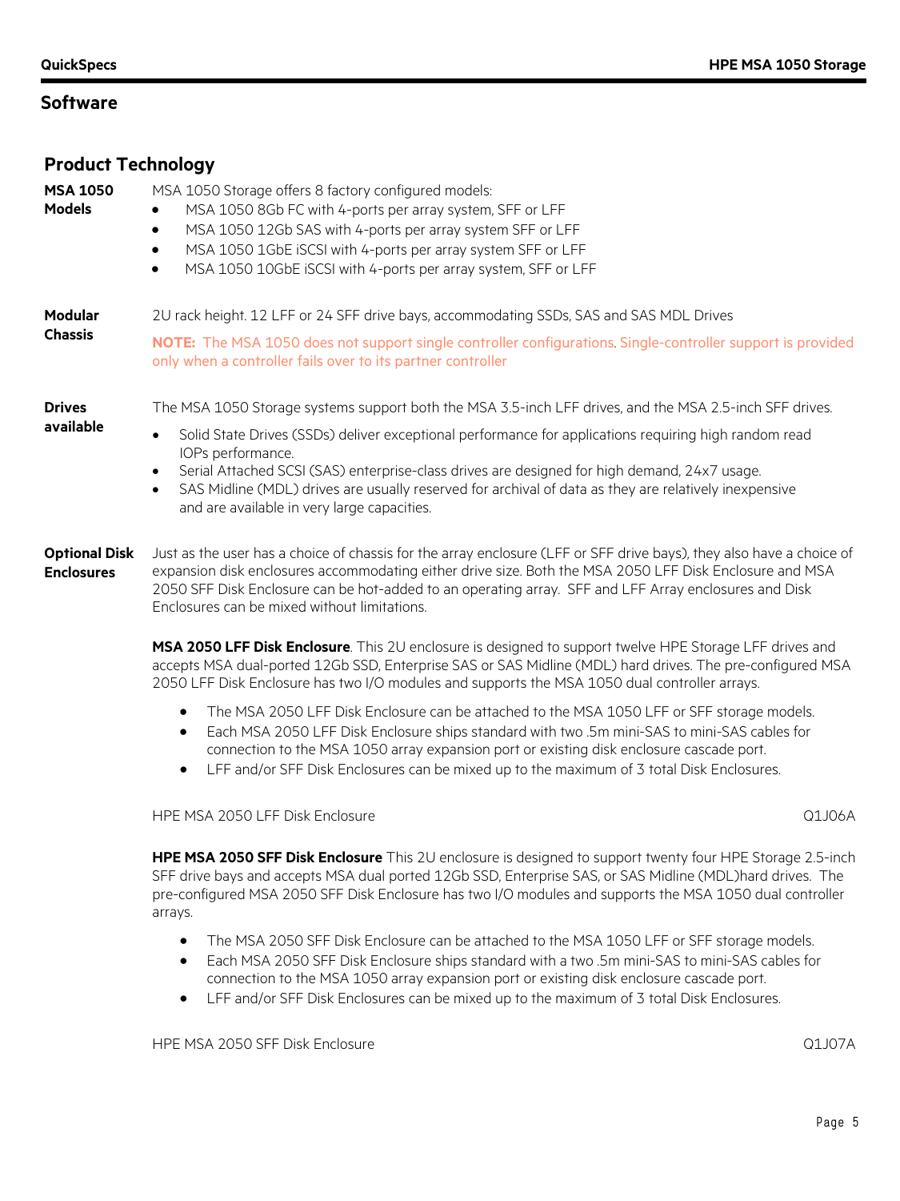## Software

### Product Technology

**MSA 1050 Models**

MSA 1050 Storage offers 8 factory configured models:

- MSA 1050 8Gb FC with 4-ports per array system, SFF or LFF
- MSA 1050 12Gb SAS with 4-ports per array system SFF or LFF
- MSA 1050 1GbE iSCSI with 4-ports per array system SFF or LFF
- MSA 1050 10GbE iSCSI with 4-ports per array system, SFF or LFF

**Modular Chassis**

2U rack height. 12 LFF or 24 SFF drive bays, accommodating SSDs, SAS and SAS MDL Drives

**NOTE:** The MSA 1050 does not support single controller configurations. Single-controller support is provided only when a controller fails over to its partner controller

**Drives available**

The MSA 1050 Storage systems support both the MSA 3.5-inch LFF drives, and the MSA 2.5-inch SFF drives.

- Solid State Drives (SSDs) deliver exceptional performance for applications requiring high random read IOPs performance.
- Serial Attached SCSI (SAS) enterprise-class drives are designed for high demand, 24x7 usage.
- SAS Midline (MDL) drives are usually reserved for archival of data as they are relatively inexpensive and are available in very large capacities.

**Optional Disk Enclosures**

Just as the user has a choice of chassis for the array enclosure (LFF or SFF drive bays), they also have a choice of expansion disk enclosures accommodating either drive size. Both the MSA 2050 LFF Disk Enclosure and MSA 2050 SFF Disk Enclosure can be hot-added to an operating array. SFF and LFF Array enclosures and Disk Enclosures can be mixed without limitations.

**MSA 2050 LFF Disk Enclosure**. This 2U enclosure is designed to support twelve HPE Storage LFF drives and accepts MSA dual-ported 12Gb SSD, Enterprise SAS or SAS Midline (MDL) hard drives. The pre-configured MSA 2050 LFF Disk Enclosure has two I/O modules and supports the MSA 1050 dual controller arrays.

- The MSA 2050 LFF Disk Enclosure can be attached to the MSA 1050 LFF or SFF storage models.
- Each MSA 2050 LFF Disk Enclosure ships standard with two .5m mini-SAS to mini-SAS cables for connection to the MSA 1050 array expansion port or existing disk enclosure cascade port.
- LFF and/or SFF Disk Enclosures can be mixed up to the maximum of 3 total Disk Enclosures.

| | |
|---|---|
| HPE MSA 2050 LFF Disk Enclosure | Q1J06A |

**HPE MSA 2050 SFF Disk Enclosure** This 2U enclosure is designed to support twenty four HPE Storage 2.5-inch SFF drive bays and accepts MSA dual ported 12Gb SSD, Enterprise SAS, or SAS Midline (MDL)hard drives. The pre-configured MSA 2050 SFF Disk Enclosure has two I/O modules and supports the MSA 1050 dual controller arrays.

- The MSA 2050 SFF Disk Enclosure can be attached to the MSA 1050 LFF or SFF storage models.
- Each MSA 2050 SFF Disk Enclosure ships standard with a two .5m mini-SAS to mini-SAS cables for connection to the MSA 1050 array expansion port or existing disk enclosure cascade port.
- LFF and/or SFF Disk Enclosures can be mixed up to the maximum of 3 total Disk Enclosures.

| | |
|---|---|
| HPE MSA 2050 SFF Disk Enclosure | Q1J07A |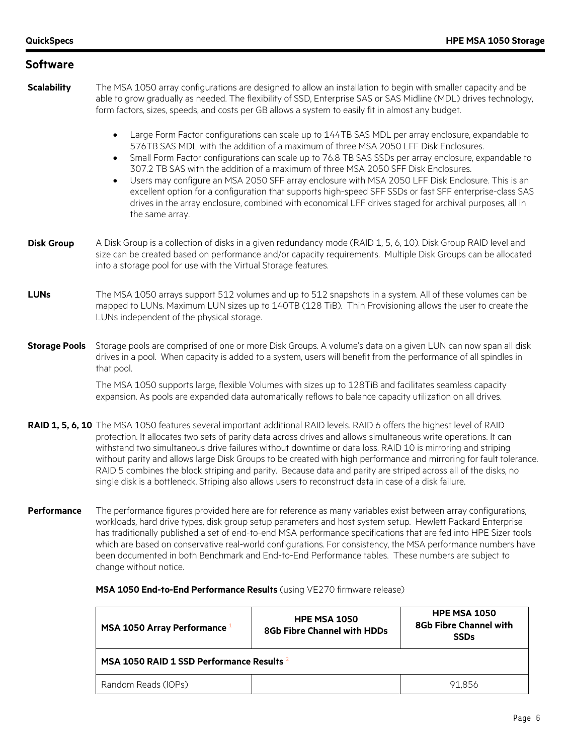## Software

**Scalability**

The MSA 1050 array configurations are designed to allow an installation to begin with smaller capacity and be able to grow gradually as needed. The flexibility of SSD, Enterprise SAS or SAS Midline (MDL) drives technology, form factors, sizes, speeds, and costs per GB allows a system to easily fit in almost any budget.

- Large Form Factor configurations can scale up to 144TB SAS MDL per array enclosure, expandable to 576TB SAS MDL with the addition of a maximum of three MSA 2050 LFF Disk Enclosures.
- Small Form Factor configurations can scale up to 76.8 TB SAS SSDs per array enclosure, expandable to 307.2 TB SAS with the addition of a maximum of three MSA 2050 SFF Disk Enclosures.
- Users may configure an MSA 2050 SFF array enclosure with MSA 2050 LFF Disk Enclosure. This is an excellent option for a configuration that supports high-speed SFF SSDs or fast SFF enterprise-class SAS drives in the array enclosure, combined with economical LFF drives staged for archival purposes, all in the same array.

**Disk Group**

A Disk Group is a collection of disks in a given redundancy mode (RAID 1, 5, 6, 10). Disk Group RAID level and size can be created based on performance and/or capacity requirements. Multiple Disk Groups can be allocated into a storage pool for use with the Virtual Storage features.

**LUNs**

The MSA 1050 arrays support 512 volumes and up to 512 snapshots in a system. All of these volumes can be mapped to LUNs. Maximum LUN sizes up to 140TB (128 TiB). Thin Provisioning allows the user to create the LUNs independent of the physical storage.

**Storage Pools**

Storage pools are comprised of one or more Disk Groups. A volume's data on a given LUN can now span all disk drives in a pool. When capacity is added to a system, users will benefit from the performance of all spindles in that pool.

The MSA 1050 supports large, flexible Volumes with sizes up to 128TiB and facilitates seamless capacity expansion. As pools are expanded data automatically reflows to balance capacity utilization on all drives.

**RAID 1, 5, 6, 10**

The MSA 1050 features several important additional RAID levels. RAID 6 offers the highest level of RAID protection. It allocates two sets of parity data across drives and allows simultaneous write operations. It can withstand two simultaneous drive failures without downtime or data loss. RAID 10 is mirroring and striping without parity and allows large Disk Groups to be created with high performance and mirroring for fault tolerance. RAID 5 combines the block striping and parity. Because data and parity are striped across all of the disks, no single disk is a bottleneck. Striping also allows users to reconstruct data in case of a disk failure.

**Performance**

The performance figures provided here are for reference as many variables exist between array configurations, workloads, hard drive types, disk group setup parameters and host system setup. Hewlett Packard Enterprise has traditionally published a set of end-to-end MSA performance specifications that are fed into HPE Sizer tools which are based on conservative real-world configurations. For consistency, the MSA performance numbers have been documented in both Benchmark and End-to-End Performance tables. These numbers are subject to change without notice.

**MSA 1050 End-to-End Performance Results** (using VE270 firmware release)

| MSA 1050 Array Performance [1] | HPE MSA 1050 8Gb Fibre Channel with HDDs | HPE MSA 1050 8Gb Fibre Channel with SSDs |
|---|---|---|
| **MSA 1050 RAID 1 SSD Performance Results** [2] | | |
| Random Reads (IOPs) | | 91,856 |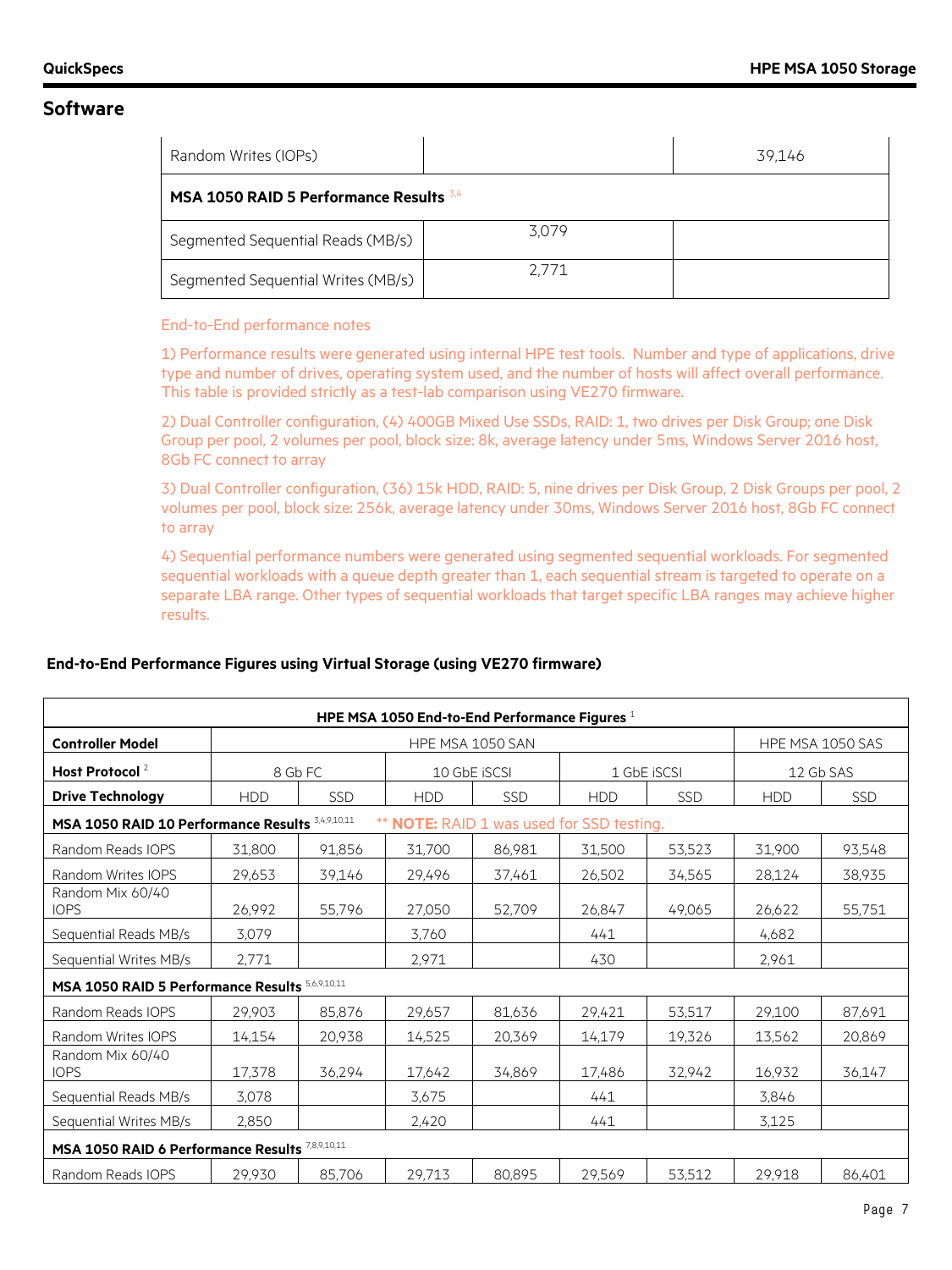## Software

| | | |
|---|---|---|
| Random Writes (IOPs) | | 39,146 |
| **MSA 1050 RAID 5 Performance Results** [3,4] | | |
| Segmented Sequential Reads (MB/s) | 3,079 | |
| Segmented Sequential Writes (MB/s) | 2,771 | |

End-to-End performance notes

1) Performance results were generated using internal HPE test tools. Number and type of applications, drive type and number of drives, operating system used, and the number of hosts will affect overall performance. This table is provided strictly as a test-lab comparison using VE270 firmware.

2) Dual Controller configuration, (4) 400GB Mixed Use SSDs, RAID: 1, two drives per Disk Group; one Disk Group per pool, 2 volumes per pool, block size: 8k, average latency under 5ms, Windows Server 2016 host, 8Gb FC connect to array

3) Dual Controller configuration, (36) 15k HDD, RAID: 5, nine drives per Disk Group, 2 Disk Groups per pool, 2 volumes per pool, block size: 256k, average latency under 30ms, Windows Server 2016 host, 8Gb FC connect to array

4) Sequential performance numbers were generated using segmented sequential workloads. For segmented sequential workloads with a queue depth greater than 1, each sequential stream is targeted to operate on a separate LBA range. Other types of sequential workloads that target specific LBA ranges may achieve higher results.

### End-to-End Performance Figures using Virtual Storage (using VE270 firmware)

| **HPE MSA 1050 End-to-End Performance Figures** [1] | | | | | | | | |
|---|---|---|---|---|---|---|---|---|
| **Controller Model** | HPE MSA 1050 SAN | | | | | | HPE MSA 1050 SAS | |
| **Host Protocol** [2] | 8 Gb FC | | 10 GbE iSCSI | | 1 GbE iSCSI | | 12 Gb SAS | |
| **Drive Technology** | HDD | SSD | HDD | SSD | HDD | SSD | HDD | SSD |
| **MSA 1050 RAID 10 Performance Results** [3,4,9,10,11] ** **NOTE:** RAID 1 was used for SSD testing. | | | | | | | | |
| Random Reads IOPS | 31,800 | 91,856 | 31,700 | 86,981 | 31,500 | 53,523 | 31,900 | 93,548 |
| Random Writes IOPS | 29,653 | 39,146 | 29,496 | 37,461 | 26,502 | 34,565 | 28,124 | 38,935 |
| Random Mix 60/40 IOPS | 26,992 | 55,796 | 27,050 | 52,709 | 26,847 | 49,065 | 26,622 | 55,751 |
| Sequential Reads MB/s | 3,079 | | 3,760 | | 441 | | 4,682 | |
| Sequential Writes MB/s | 2,771 | | 2,971 | | 430 | | 2,961 | |
| **MSA 1050 RAID 5 Performance Results** [5,6,9,10,11] | | | | | | | | |
| Random Reads IOPS | 29,903 | 85,876 | 29,657 | 81,636 | 29,421 | 53,517 | 29,100 | 87,691 |
| Random Writes IOPS | 14,154 | 20,938 | 14,525 | 20,369 | 14,179 | 19,326 | 13,562 | 20,869 |
| Random Mix 60/40 IOPS | 17,378 | 36,294 | 17,642 | 34,869 | 17,486 | 32,942 | 16,932 | 36,147 |
| Sequential Reads MB/s | 3,078 | | 3,675 | | 441 | | 3,846 | |
| Sequential Writes MB/s | 2,850 | | 2,420 | | 441 | | 3,125 | |
| **MSA 1050 RAID 6 Performance Results** [7,8,9,10,11] | | | | | | | | |
| Random Reads IOPS | 29,930 | 85,706 | 29,713 | 80,895 | 29,569 | 53,512 | 29,918 | 86,401 |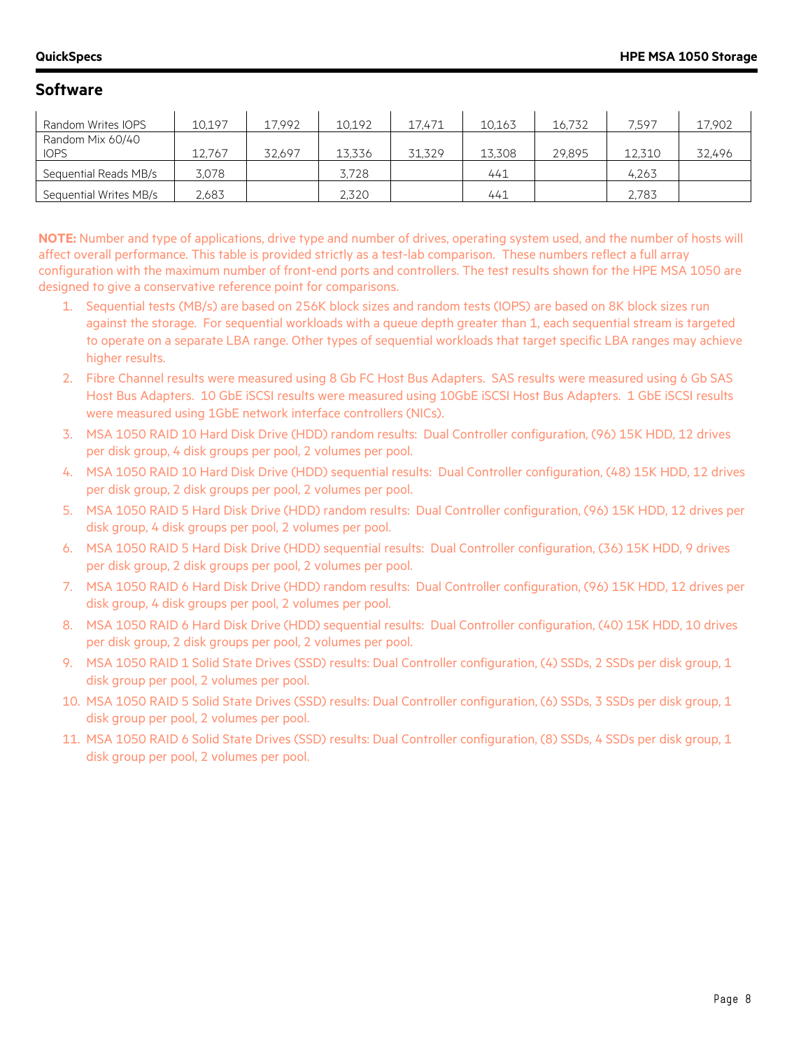## Software

| | | | | | | | | |
|---|---|---|---|---|---|---|---|---|
| Random Writes IOPS | 10,197 | 17,992 | 10,192 | 17,471 | 10,163 | 16,732 | 7,597 | 17,902 |
| Random Mix 60/40 IOPS | 12,767 | 32,697 | 13,336 | 31,329 | 13,308 | 29,895 | 12,310 | 32,496 |
| Sequential Reads MB/s | 3,078 | | 3,728 | | 441 | | 4,263 | |
| Sequential Writes MB/s | 2,683 | | 2,320 | | 441 | | 2,783 | |

**NOTE:** Number and type of applications, drive type and number of drives, operating system used, and the number of hosts will affect overall performance. This table is provided strictly as a test-lab comparison. These numbers reflect a full array configuration with the maximum number of front-end ports and controllers. The test results shown for the HPE MSA 1050 are designed to give a conservative reference point for comparisons.

1. Sequential tests (MB/s) are based on 256K block sizes and random tests (IOPS) are based on 8K block sizes run against the storage. For sequential workloads with a queue depth greater than 1, each sequential stream is targeted to operate on a separate LBA range. Other types of sequential workloads that target specific LBA ranges may achieve higher results.
2. Fibre Channel results were measured using 8 Gb FC Host Bus Adapters. SAS results were measured using 6 Gb SAS Host Bus Adapters. 10 GbE iSCSI results were measured using 10GbE iSCSI Host Bus Adapters. 1 GbE iSCSI results were measured using 1GbE network interface controllers (NICs).
3. MSA 1050 RAID 10 Hard Disk Drive (HDD) random results: Dual Controller configuration, (96) 15K HDD, 12 drives per disk group, 4 disk groups per pool, 2 volumes per pool.
4. MSA 1050 RAID 10 Hard Disk Drive (HDD) sequential results: Dual Controller configuration, (48) 15K HDD, 12 drives per disk group, 2 disk groups per pool, 2 volumes per pool.
5. MSA 1050 RAID 5 Hard Disk Drive (HDD) random results: Dual Controller configuration, (96) 15K HDD, 12 drives per disk group, 4 disk groups per pool, 2 volumes per pool.
6. MSA 1050 RAID 5 Hard Disk Drive (HDD) sequential results: Dual Controller configuration, (36) 15K HDD, 9 drives per disk group, 2 disk groups per pool, 2 volumes per pool.
7. MSA 1050 RAID 6 Hard Disk Drive (HDD) random results: Dual Controller configuration, (96) 15K HDD, 12 drives per disk group, 4 disk groups per pool, 2 volumes per pool.
8. MSA 1050 RAID 6 Hard Disk Drive (HDD) sequential results: Dual Controller configuration, (40) 15K HDD, 10 drives per disk group, 2 disk groups per pool, 2 volumes per pool.
9. MSA 1050 RAID 1 Solid State Drives (SSD) results: Dual Controller configuration, (4) SSDs, 2 SSDs per disk group, 1 disk group per pool, 2 volumes per pool.
10. MSA 1050 RAID 5 Solid State Drives (SSD) results: Dual Controller configuration, (6) SSDs, 3 SSDs per disk group, 1 disk group per pool, 2 volumes per pool.
11. MSA 1050 RAID 6 Solid State Drives (SSD) results: Dual Controller configuration, (8) SSDs, 4 SSDs per disk group, 1 disk group per pool, 2 volumes per pool.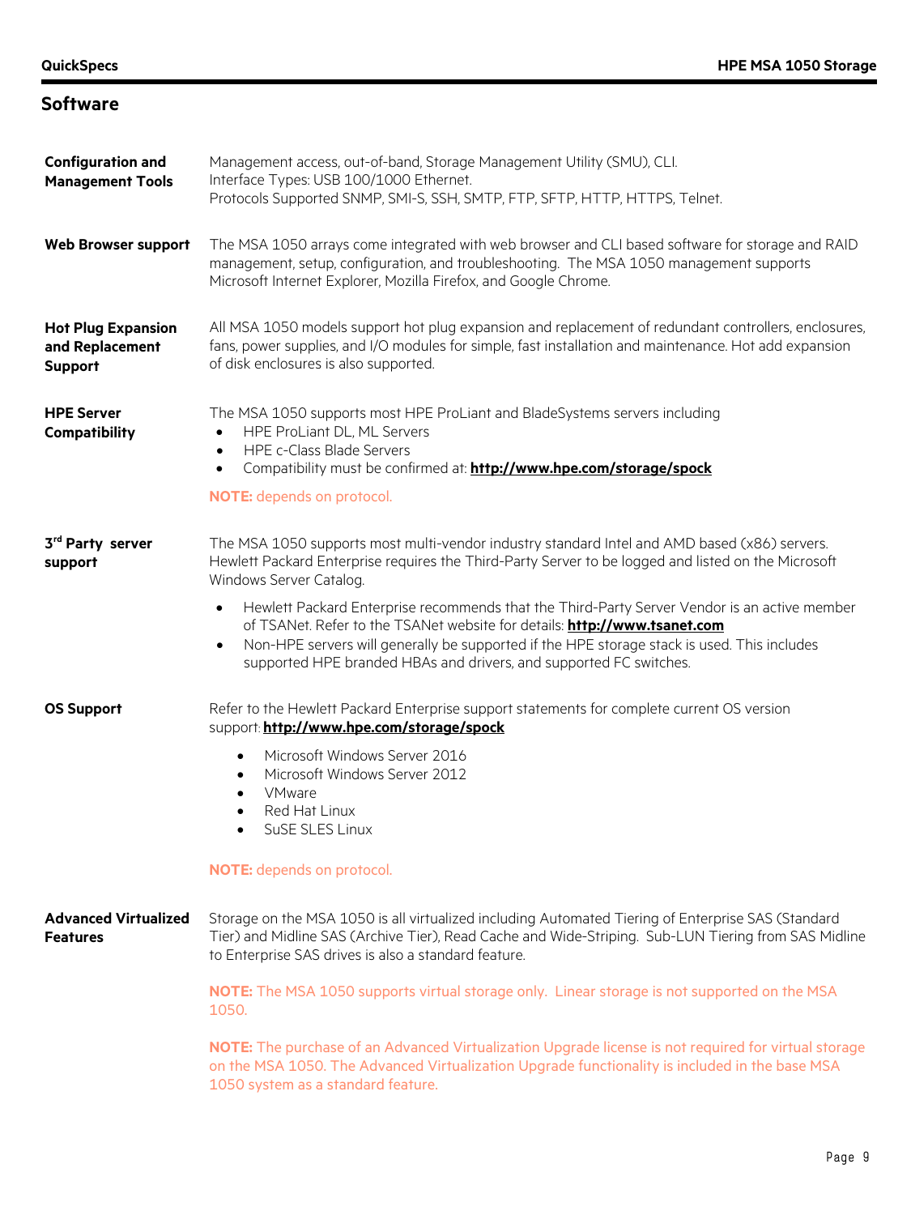## Software

**Configuration and Management Tools**

Management access, out-of-band, Storage Management Utility (SMU), CLI.
Interface Types: USB 100/1000 Ethernet.
Protocols Supported SNMP, SMI-S, SSH, SMTP, FTP, SFTP, HTTP, HTTPS, Telnet.

**Web Browser support**

The MSA 1050 arrays come integrated with web browser and CLI based software for storage and RAID management, setup, configuration, and troubleshooting. The MSA 1050 management supports Microsoft Internet Explorer, Mozilla Firefox, and Google Chrome.

**Hot Plug Expansion and Replacement Support**

All MSA 1050 models support hot plug expansion and replacement of redundant controllers, enclosures, fans, power supplies, and I/O modules for simple, fast installation and maintenance. Hot add expansion of disk enclosures is also supported.

**HPE Server Compatibility**

The MSA 1050 supports most HPE ProLiant and BladeSystems servers including

- HPE ProLiant DL, ML Servers
- HPE c-Class Blade Servers
- Compatibility must be confirmed at: **http://www.hpe.com/storage/spock**

**NOTE:** depends on protocol.

**3rd Party server support**

The MSA 1050 supports most multi-vendor industry standard Intel and AMD based (x86) servers. Hewlett Packard Enterprise requires the Third-Party Server to be logged and listed on the Microsoft Windows Server Catalog.

- Hewlett Packard Enterprise recommends that the Third-Party Server Vendor is an active member of TSANet. Refer to the TSANet website for details: **http://www.tsanet.com**
- Non-HPE servers will generally be supported if the HPE storage stack is used. This includes supported HPE branded HBAs and drivers, and supported FC switches.

**OS Support**

Refer to the Hewlett Packard Enterprise support statements for complete current OS version support: **http://www.hpe.com/storage/spock**

- Microsoft Windows Server 2016
- Microsoft Windows Server 2012
- VMware
- Red Hat Linux
- SuSE SLES Linux

**NOTE:** depends on protocol.

**Advanced Virtualized Features**

Storage on the MSA 1050 is all virtualized including Automated Tiering of Enterprise SAS (Standard Tier) and Midline SAS (Archive Tier), Read Cache and Wide-Striping. Sub-LUN Tiering from SAS Midline to Enterprise SAS drives is also a standard feature.

**NOTE:** The MSA 1050 supports virtual storage only. Linear storage is not supported on the MSA 1050.

**NOTE:** The purchase of an Advanced Virtualization Upgrade license is not required for virtual storage on the MSA 1050. The Advanced Virtualization Upgrade functionality is included in the base MSA 1050 system as a standard feature.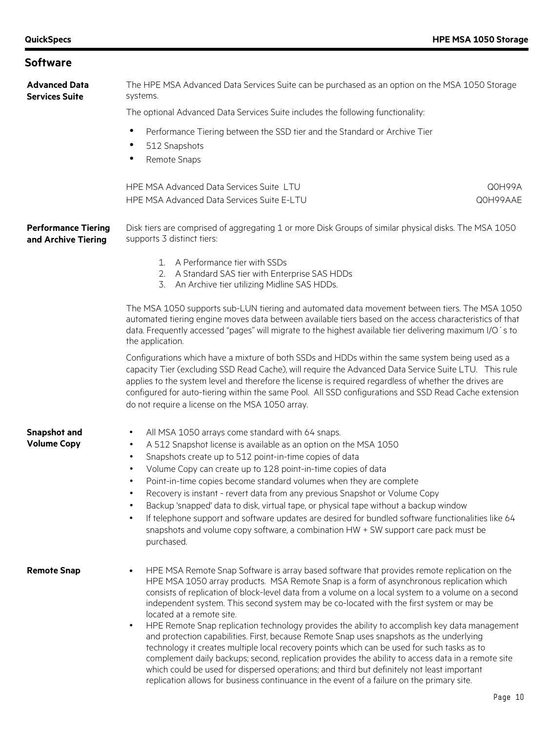## Software

### Advanced Data Services Suite

The HPE MSA Advanced Data Services Suite can be purchased as an option on the MSA 1050 Storage systems.

The optional Advanced Data Services Suite includes the following functionality:

- Performance Tiering between the SSD tier and the Standard or Archive Tier
- 512 Snapshots
- Remote Snaps

| | |
|---|---|
| HPE MSA Advanced Data Services Suite LTU | Q0H99A |
| HPE MSA Advanced Data Services Suite E-LTU | Q0H99AAE |

### Performance Tiering and Archive Tiering

Disk tiers are comprised of aggregating 1 or more Disk Groups of similar physical disks. The MSA 1050 supports 3 distinct tiers:

1. A Performance tier with SSDs
2. A Standard SAS tier with Enterprise SAS HDDs
3. An Archive tier utilizing Midline SAS HDDs.

The MSA 1050 supports sub-LUN tiering and automated data movement between tiers. The MSA 1050 automated tiering engine moves data between available tiers based on the access characteristics of that data. Frequently accessed "pages" will migrate to the highest available tier delivering maximum I/O´s to the application.

Configurations which have a mixture of both SSDs and HDDs within the same system being used as a capacity Tier (excluding SSD Read Cache), will require the Advanced Data Service Suite LTU. This rule applies to the system level and therefore the license is required regardless of whether the drives are configured for auto-tiering within the same Pool. All SSD configurations and SSD Read Cache extension do not require a license on the MSA 1050 array.

### Snapshot and Volume Copy

- All MSA 1050 arrays come standard with 64 snaps.
- A 512 Snapshot license is available as an option on the MSA 1050
- Snapshots create up to 512 point-in-time copies of data
- Volume Copy can create up to 128 point-in-time copies of data
- Point-in-time copies become standard volumes when they are complete
- Recovery is instant - revert data from any previous Snapshot or Volume Copy
- Backup 'snapped' data to disk, virtual tape, or physical tape without a backup window
- If telephone support and software updates are desired for bundled software functionalities like 64 snapshots and volume copy software, a combination HW + SW support care pack must be purchased.

### Remote Snap

- HPE MSA Remote Snap Software is array based software that provides remote replication on the HPE MSA 1050 array products. MSA Remote Snap is a form of asynchronous replication which consists of replication of block-level data from a volume on a local system to a volume on a second independent system. This second system may be co-located with the first system or may be located at a remote site.
- HPE Remote Snap replication technology provides the ability to accomplish key data management and protection capabilities. First, because Remote Snap uses snapshots as the underlying technology it creates multiple local recovery points which can be used for such tasks as to complement daily backups; second, replication provides the ability to access data in a remote site which could be used for dispersed operations; and third but definitely not least important replication allows for business continuance in the event of a failure on the primary site.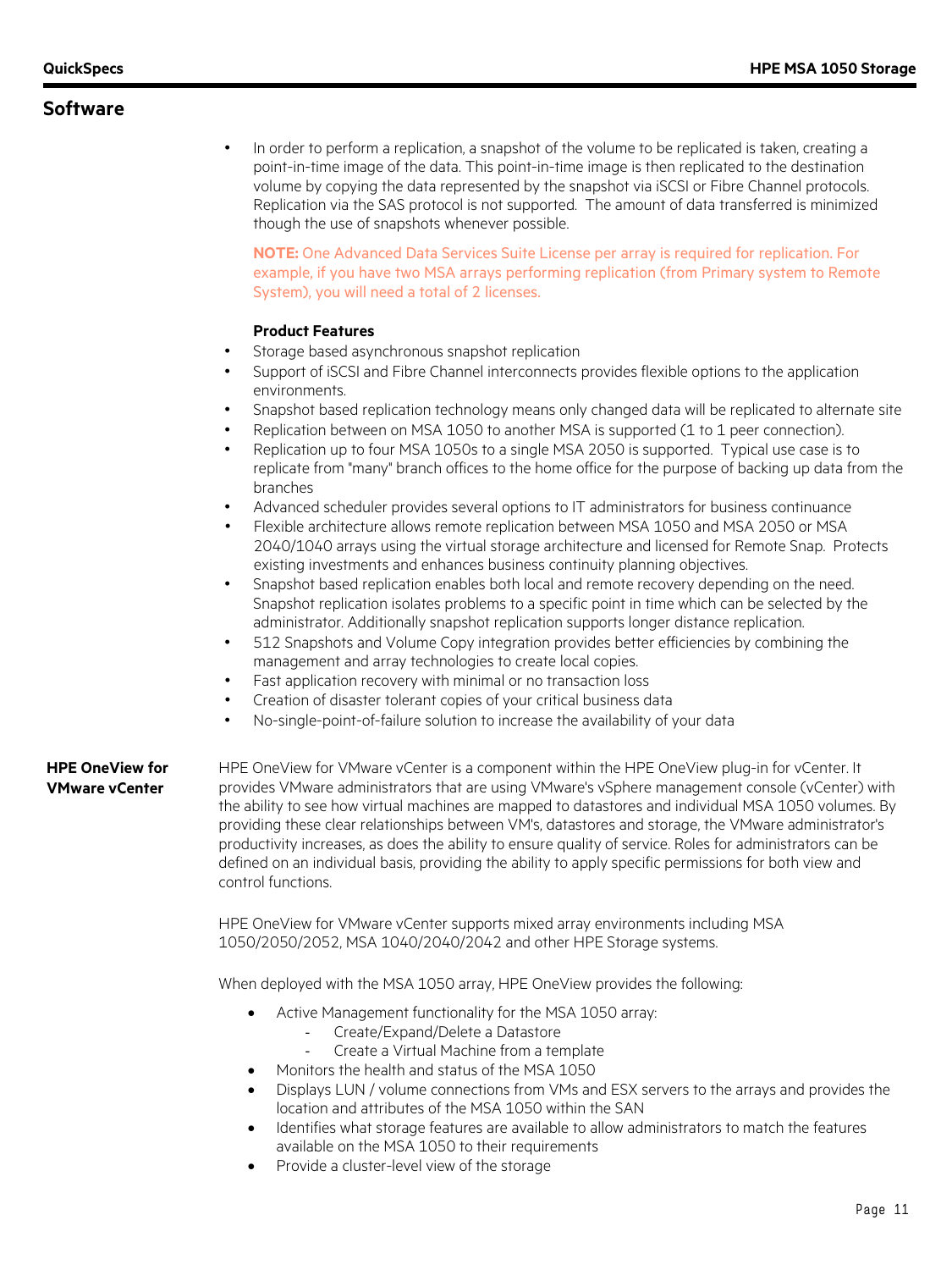## Software

- In order to perform a replication, a snapshot of the volume to be replicated is taken, creating a point-in-time image of the data. This point-in-time image is then replicated to the destination volume by copying the data represented by the snapshot via iSCSI or Fibre Channel protocols. Replication via the SAS protocol is not supported. The amount of data transferred is minimized though the use of snapshots whenever possible.

  **NOTE:** One Advanced Data Services Suite License per array is required for replication. For example, if you have two MSA arrays performing replication (from Primary system to Remote System), you will need a total of 2 licenses.

  **Product Features**

- Storage based asynchronous snapshot replication
- Support of iSCSI and Fibre Channel interconnects provides flexible options to the application environments.
- Snapshot based replication technology means only changed data will be replicated to alternate site
- Replication between on MSA 1050 to another MSA is supported (1 to 1 peer connection).
- Replication up to four MSA 1050s to a single MSA 2050 is supported. Typical use case is to replicate from "many" branch offices to the home office for the purpose of backing up data from the branches
- Advanced scheduler provides several options to IT administrators for business continuance
- Flexible architecture allows remote replication between MSA 1050 and MSA 2050 or MSA 2040/1040 arrays using the virtual storage architecture and licensed for Remote Snap. Protects existing investments and enhances business continuity planning objectives.
- Snapshot based replication enables both local and remote recovery depending on the need. Snapshot replication isolates problems to a specific point in time which can be selected by the administrator. Additionally snapshot replication supports longer distance replication.
- 512 Snapshots and Volume Copy integration provides better efficiencies by combining the management and array technologies to create local copies.
- Fast application recovery with minimal or no transaction loss
- Creation of disaster tolerant copies of your critical business data
- No-single-point-of-failure solution to increase the availability of your data

### HPE OneView for VMware vCenter

HPE OneView for VMware vCenter is a component within the HPE OneView plug-in for vCenter. It provides VMware administrators that are using VMware's vSphere management console (vCenter) with the ability to see how virtual machines are mapped to datastores and individual MSA 1050 volumes. By providing these clear relationships between VM's, datastores and storage, the VMware administrator's productivity increases, as does the ability to ensure quality of service. Roles for administrators can be defined on an individual basis, providing the ability to apply specific permissions for both view and control functions.

HPE OneView for VMware vCenter supports mixed array environments including MSA 1050/2050/2052, MSA 1040/2040/2042 and other HPE Storage systems.

When deployed with the MSA 1050 array, HPE OneView provides the following:

- Active Management functionality for the MSA 1050 array:
  - Create/Expand/Delete a Datastore
  - Create a Virtual Machine from a template
- Monitors the health and status of the MSA 1050
- Displays LUN / volume connections from VMs and ESX servers to the arrays and provides the location and attributes of the MSA 1050 within the SAN
- Identifies what storage features are available to allow administrators to match the features available on the MSA 1050 to their requirements
- Provide a cluster-level view of the storage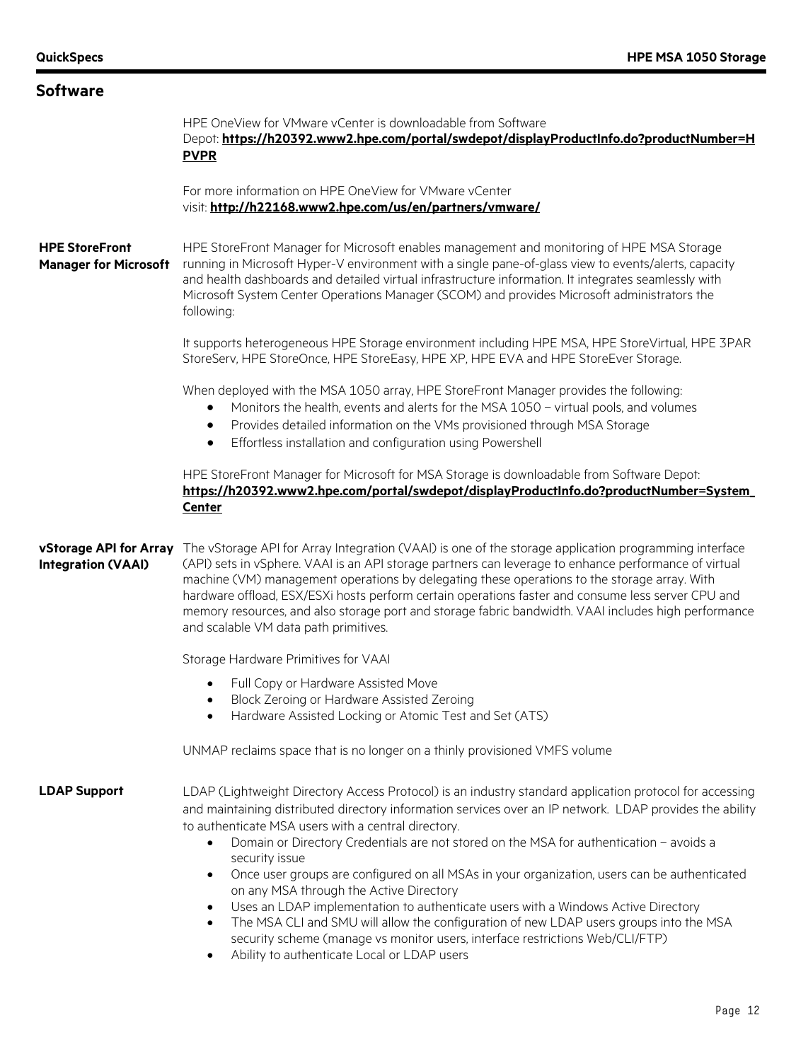## Software

HPE OneView for VMware vCenter is downloadable from Software Depot: **https://h20392.www2.hpe.com/portal/swdepot/displayProductInfo.do?productNumber=HPVPR**

For more information on HPE OneView for VMware vCenter visit: **http://h22168.www2.hpe.com/us/en/partners/vmware/**

### HPE StoreFront Manager for Microsoft

HPE StoreFront Manager for Microsoft enables management and monitoring of HPE MSA Storage running in Microsoft Hyper-V environment with a single pane-of-glass view to events/alerts, capacity and health dashboards and detailed virtual infrastructure information. It integrates seamlessly with Microsoft System Center Operations Manager (SCOM) and provides Microsoft administrators the following:

It supports heterogeneous HPE Storage environment including HPE MSA, HPE StoreVirtual, HPE 3PAR StoreServ, HPE StoreOnce, HPE StoreEasy, HPE XP, HPE EVA and HPE StoreEver Storage.

When deployed with the MSA 1050 array, HPE StoreFront Manager provides the following:

- Monitors the health, events and alerts for the MSA 1050 – virtual pools, and volumes
- Provides detailed information on the VMs provisioned through MSA Storage
- Effortless installation and configuration using Powershell

HPE StoreFront Manager for Microsoft for MSA Storage is downloadable from Software Depot: **https://h20392.www2.hpe.com/portal/swdepot/displayProductInfo.do?productNumber=System_Center**

### vStorage API for Array Integration (VAAI)

The vStorage API for Array Integration (VAAI) is one of the storage application programming interface (API) sets in vSphere. VAAI is an API storage partners can leverage to enhance performance of virtual machine (VM) management operations by delegating these operations to the storage array. With hardware offload, ESX/ESXi hosts perform certain operations faster and consume less server CPU and memory resources, and also storage port and storage fabric bandwidth. VAAI includes high performance and scalable VM data path primitives.

Storage Hardware Primitives for VAAI

- Full Copy or Hardware Assisted Move
- Block Zeroing or Hardware Assisted Zeroing
- Hardware Assisted Locking or Atomic Test and Set (ATS)

UNMAP reclaims space that is no longer on a thinly provisioned VMFS volume

### LDAP Support

LDAP (Lightweight Directory Access Protocol) is an industry standard application protocol for accessing and maintaining distributed directory information services over an IP network. LDAP provides the ability to authenticate MSA users with a central directory.

- Domain or Directory Credentials are not stored on the MSA for authentication – avoids a security issue
- Once user groups are configured on all MSAs in your organization, users can be authenticated on any MSA through the Active Directory
- Uses an LDAP implementation to authenticate users with a Windows Active Directory
- The MSA CLI and SMU will allow the configuration of new LDAP users groups into the MSA security scheme (manage vs monitor users, interface restrictions Web/CLI/FTP)
- Ability to authenticate Local or LDAP users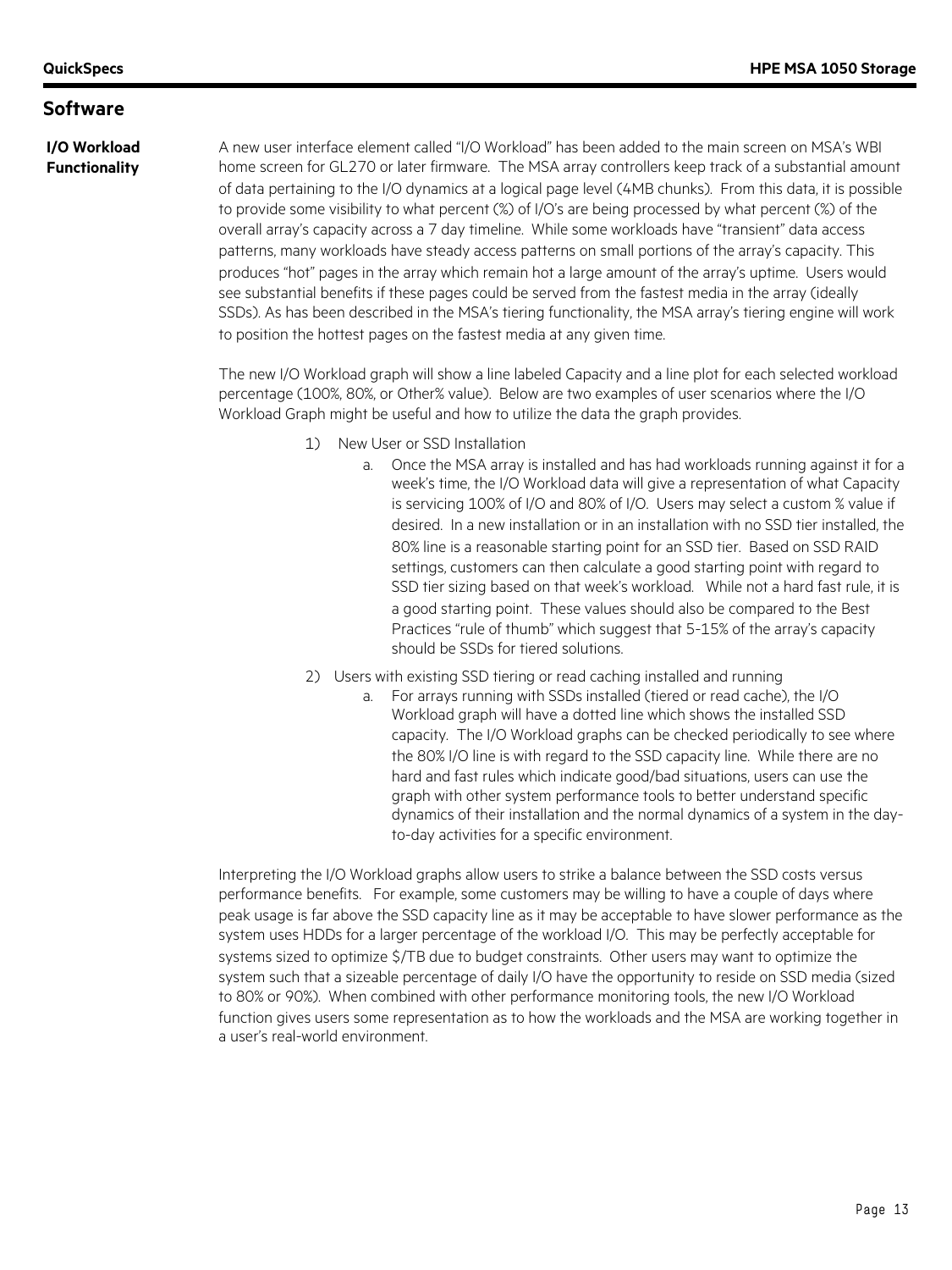## Software

**I/O Workload Functionality**

A new user interface element called "I/O Workload" has been added to the main screen on MSA's WBI home screen for GL270 or later firmware. The MSA array controllers keep track of a substantial amount of data pertaining to the I/O dynamics at a logical page level (4MB chunks). From this data, it is possible to provide some visibility to what percent (%) of I/O's are being processed by what percent (%) of the overall array's capacity across a 7 day timeline. While some workloads have "transient" data access patterns, many workloads have steady access patterns on small portions of the array's capacity. This produces "hot" pages in the array which remain hot a large amount of the array's uptime. Users would see substantial benefits if these pages could be served from the fastest media in the array (ideally SSDs). As has been described in the MSA's tiering functionality, the MSA array's tiering engine will work to position the hottest pages on the fastest media at any given time.

The new I/O Workload graph will show a line labeled Capacity and a line plot for each selected workload percentage (100%, 80%, or Other% value). Below are two examples of user scenarios where the I/O Workload Graph might be useful and how to utilize the data the graph provides.

1) New User or SSD Installation
   a. Once the MSA array is installed and has had workloads running against it for a week's time, the I/O Workload data will give a representation of what Capacity is servicing 100% of I/O and 80% of I/O. Users may select a custom % value if desired. In a new installation or in an installation with no SSD tier installed, the 80% line is a reasonable starting point for an SSD tier. Based on SSD RAID settings, customers can then calculate a good starting point with regard to SSD tier sizing based on that week's workload. While not a hard fast rule, it is a good starting point. These values should also be compared to the Best Practices "rule of thumb" which suggest that 5-15% of the array's capacity should be SSDs for tiered solutions.
2) Users with existing SSD tiering or read caching installed and running
   a. For arrays running with SSDs installed (tiered or read cache), the I/O Workload graph will have a dotted line which shows the installed SSD capacity. The I/O Workload graphs can be checked periodically to see where the 80% I/O line is with regard to the SSD capacity line. While there are no hard and fast rules which indicate good/bad situations, users can use the graph with other system performance tools to better understand specific dynamics of their installation and the normal dynamics of a system in the day-to-day activities for a specific environment.

Interpreting the I/O Workload graphs allow users to strike a balance between the SSD costs versus performance benefits. For example, some customers may be willing to have a couple of days where peak usage is far above the SSD capacity line as it may be acceptable to have slower performance as the system uses HDDs for a larger percentage of the workload I/O. This may be perfectly acceptable for systems sized to optimize $/TB due to budget constraints. Other users may want to optimize the system such that a sizeable percentage of daily I/O have the opportunity to reside on SSD media (sized to 80% or 90%). When combined with other performance monitoring tools, the new I/O Workload function gives users some representation as to how the workloads and the MSA are working together in a user's real-world environment.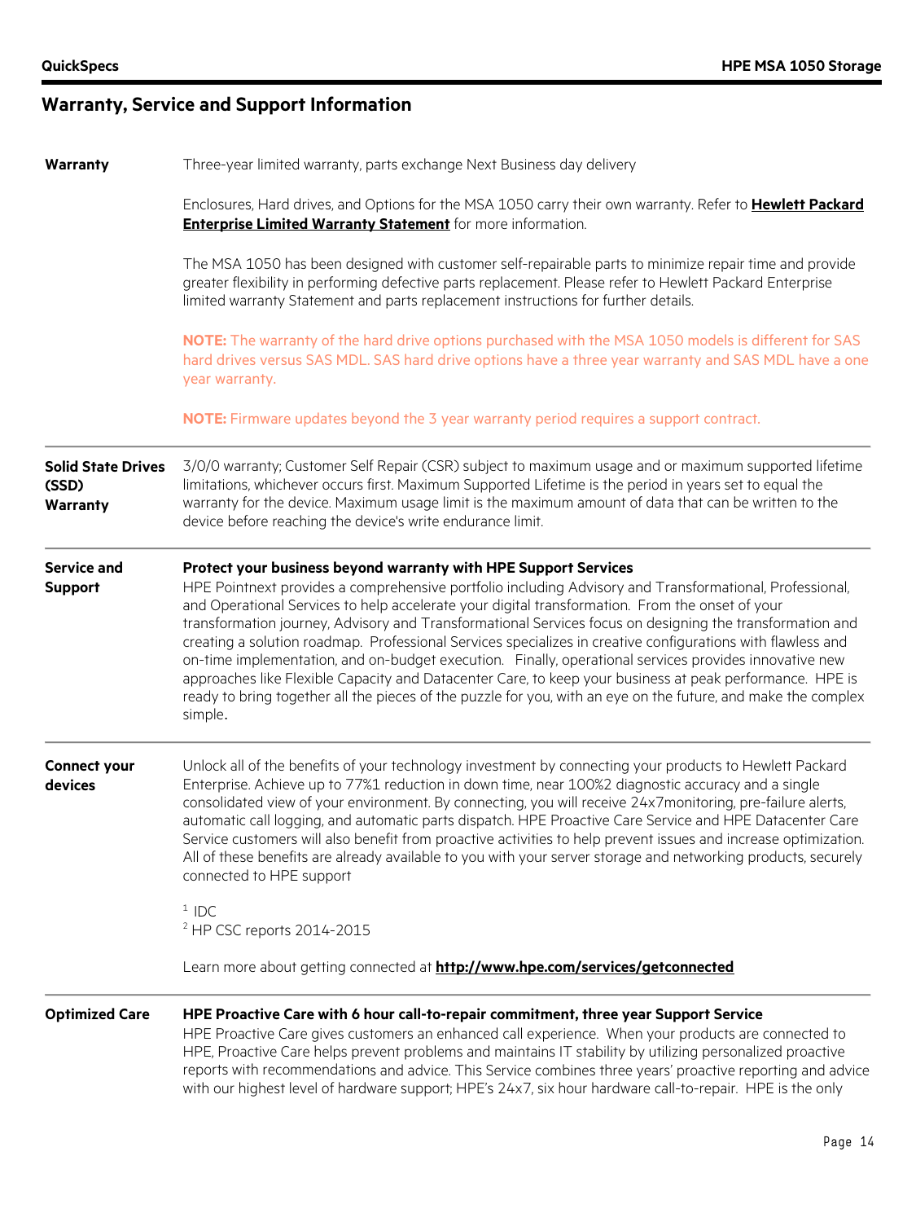## Warranty, Service and Support Information

**Warranty**

Three-year limited warranty, parts exchange Next Business day delivery

Enclosures, Hard drives, and Options for the MSA 1050 carry their own warranty. Refer to **Hewlett Packard Enterprise Limited Warranty Statement** for more information.

The MSA 1050 has been designed with customer self-repairable parts to minimize repair time and provide greater flexibility in performing defective parts replacement. Please refer to Hewlett Packard Enterprise limited warranty Statement and parts replacement instructions for further details.

**NOTE:** The warranty of the hard drive options purchased with the MSA 1050 models is different for SAS hard drives versus SAS MDL. SAS hard drive options have a three year warranty and SAS MDL have a one year warranty.

**NOTE:** Firmware updates beyond the 3 year warranty period requires a support contract.

**Solid State Drives (SSD) Warranty**

3/0/0 warranty; Customer Self Repair (CSR) subject to maximum usage and or maximum supported lifetime limitations, whichever occurs first. Maximum Supported Lifetime is the period in years set to equal the warranty for the device. Maximum usage limit is the maximum amount of data that can be written to the device before reaching the device's write endurance limit.

**Service and Support**

**Protect your business beyond warranty with HPE Support Services**

HPE Pointnext provides a comprehensive portfolio including Advisory and Transformational, Professional, and Operational Services to help accelerate your digital transformation. From the onset of your transformation journey, Advisory and Transformational Services focus on designing the transformation and creating a solution roadmap. Professional Services specializes in creative configurations with flawless and on-time implementation, and on-budget execution. Finally, operational services provides innovative new approaches like Flexible Capacity and Datacenter Care, to keep your business at peak performance. HPE is ready to bring together all the pieces of the puzzle for you, with an eye on the future, and make the complex simple.

**Connect your devices**

Unlock all of the benefits of your technology investment by connecting your products to Hewlett Packard Enterprise. Achieve up to 77%[1] reduction in down time, near 100%[2] diagnostic accuracy and a single consolidated view of your environment. By connecting, you will receive 24x7monitoring, pre-failure alerts, automatic call logging, and automatic parts dispatch. HPE Proactive Care Service and HPE Datacenter Care Service customers will also benefit from proactive activities to help prevent issues and increase optimization. All of these benefits are already available to you with your server storage and networking products, securely connected to HPE support

[1] IDC
[2] HP CSC reports 2014-2015

Learn more about getting connected at **http://www.hpe.com/services/getconnected**

**Optimized Care**

**HPE Proactive Care with 6 hour call-to-repair commitment, three year Support Service**

HPE Proactive Care gives customers an enhanced call experience. When your products are connected to HPE, Proactive Care helps prevent problems and maintains IT stability by utilizing personalized proactive reports with recommendations and advice. This Service combines three years' proactive reporting and advice with our highest level of hardware support; HPE's 24x7, six hour hardware call-to-repair. HPE is the only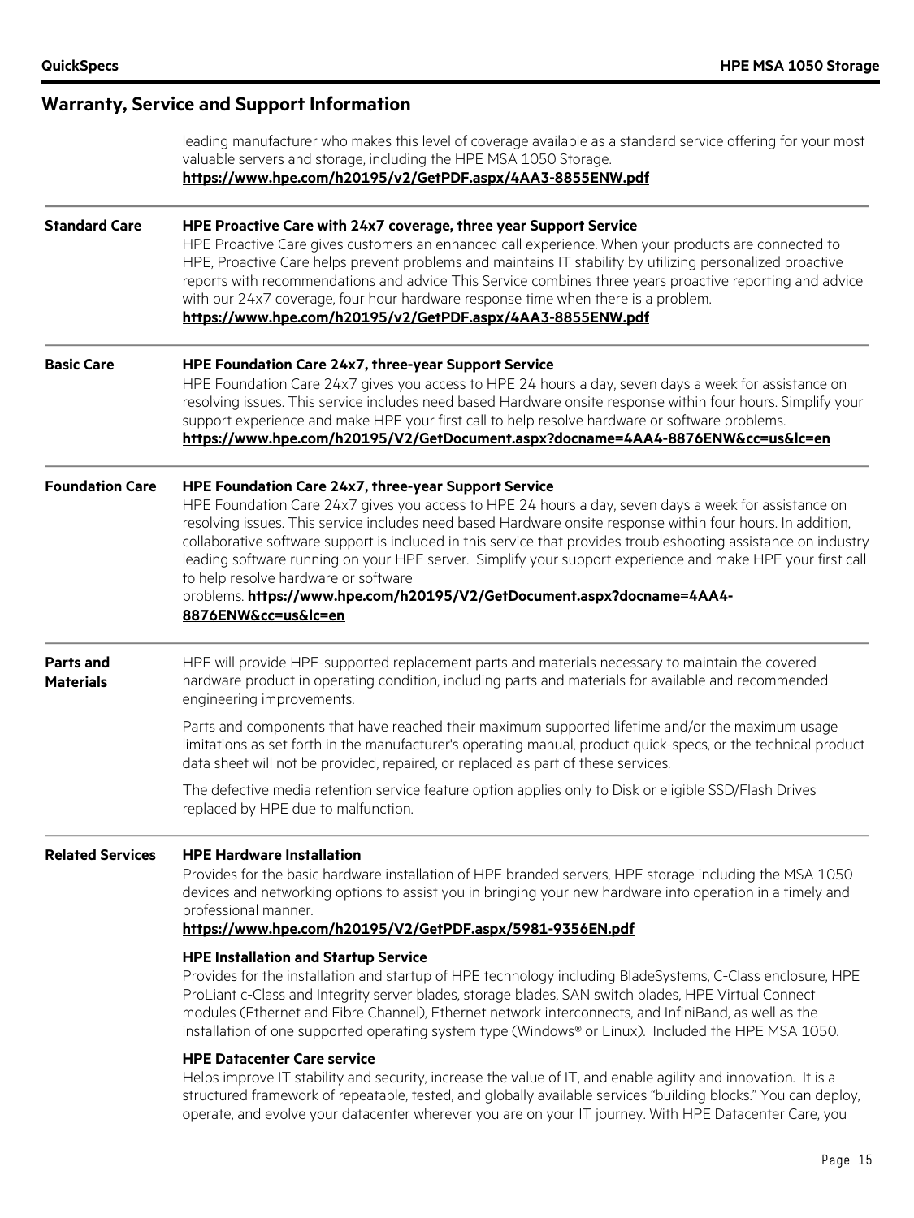## Warranty, Service and Support Information

leading manufacturer who makes this level of coverage available as a standard service offering for your most valuable servers and storage, including the HPE MSA 1050 Storage.
**https://www.hpe.com/h20195/v2/GetPDF.aspx/4AA3-8855ENW.pdf**

---

**Standard Care**

**HPE Proactive Care with 24x7 coverage, three year Support Service**
HPE Proactive Care gives customers an enhanced call experience. When your products are connected to HPE, Proactive Care helps prevent problems and maintains IT stability by utilizing personalized proactive reports with recommendations and advice This Service combines three years proactive reporting and advice with our 24x7 coverage, four hour hardware response time when there is a problem.
**https://www.hpe.com/h20195/v2/GetPDF.aspx/4AA3-8855ENW.pdf**

---

**Basic Care**

**HPE Foundation Care 24x7, three-year Support Service**
HPE Foundation Care 24x7 gives you access to HPE 24 hours a day, seven days a week for assistance on resolving issues. This service includes need based Hardware onsite response within four hours. Simplify your support experience and make HPE your first call to help resolve hardware or software problems.
**https://www.hpe.com/h20195/V2/GetDocument.aspx?docname=4AA4-8876ENW&cc=us&lc=en**

---

**Foundation Care**

**HPE Foundation Care 24x7, three-year Support Service**
HPE Foundation Care 24x7 gives you access to HPE 24 hours a day, seven days a week for assistance on resolving issues. This service includes need based Hardware onsite response within four hours. In addition, collaborative software support is included in this service that provides troubleshooting assistance on industry leading software running on your HPE server. Simplify your support experience and make HPE your first call to help resolve hardware or software problems. **https://www.hpe.com/h20195/V2/GetDocument.aspx?docname=4AA4-8876ENW&cc=us&lc=en**

---

**Parts and Materials**

HPE will provide HPE-supported replacement parts and materials necessary to maintain the covered hardware product in operating condition, including parts and materials for available and recommended engineering improvements.

Parts and components that have reached their maximum supported lifetime and/or the maximum usage limitations as set forth in the manufacturer's operating manual, product quick-specs, or the technical product data sheet will not be provided, repaired, or replaced as part of these services.

The defective media retention service feature option applies only to Disk or eligible SSD/Flash Drives replaced by HPE due to malfunction.

---

**Related Services**

**HPE Hardware Installation**
Provides for the basic hardware installation of HPE branded servers, HPE storage including the MSA 1050 devices and networking options to assist you in bringing your new hardware into operation in a timely and professional manner.
**https://www.hpe.com/h20195/V2/GetPDF.aspx/5981-9356EN.pdf**

**HPE Installation and Startup Service**
Provides for the installation and startup of HPE technology including BladeSystems, C-Class enclosure, HPE ProLiant c-Class and Integrity server blades, storage blades, SAN switch blades, HPE Virtual Connect modules (Ethernet and Fibre Channel), Ethernet network interconnects, and InfiniBand, as well as the installation of one supported operating system type (Windows® or Linux). Included the HPE MSA 1050.

**HPE Datacenter Care service**
Helps improve IT stability and security, increase the value of IT, and enable agility and innovation. It is a structured framework of repeatable, tested, and globally available services "building blocks." You can deploy, operate, and evolve your datacenter wherever you are on your IT journey. With HPE Datacenter Care, you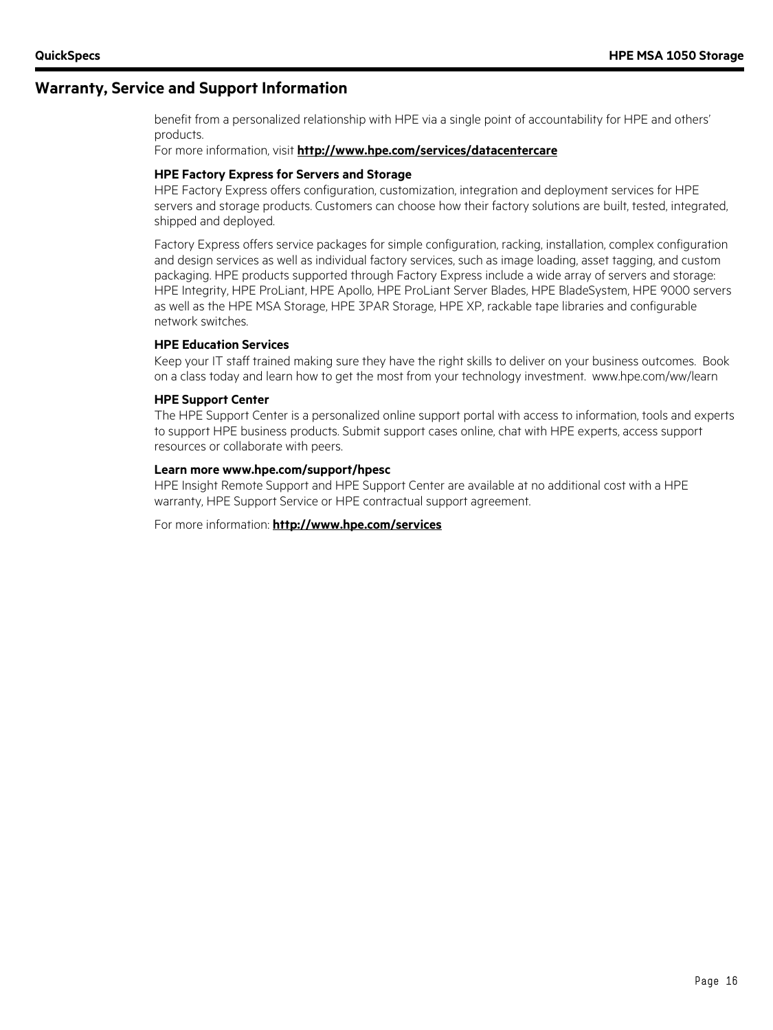## Warranty, Service and Support Information

benefit from a personalized relationship with HPE via a single point of accountability for HPE and others' products.
For more information, visit **http://www.hpe.com/services/datacentercare**

**HPE Factory Express for Servers and Storage**
HPE Factory Express offers configuration, customization, integration and deployment services for HPE servers and storage products. Customers can choose how their factory solutions are built, tested, integrated, shipped and deployed.

Factory Express offers service packages for simple configuration, racking, installation, complex configuration and design services as well as individual factory services, such as image loading, asset tagging, and custom packaging. HPE products supported through Factory Express include a wide array of servers and storage: HPE Integrity, HPE ProLiant, HPE Apollo, HPE ProLiant Server Blades, HPE BladeSystem, HPE 9000 servers as well as the HPE MSA Storage, HPE 3PAR Storage, HPE XP, rackable tape libraries and configurable network switches.

**HPE Education Services**
Keep your IT staff trained making sure they have the right skills to deliver on your business outcomes. Book on a class today and learn how to get the most from your technology investment. www.hpe.com/ww/learn

**HPE Support Center**
The HPE Support Center is a personalized online support portal with access to information, tools and experts to support HPE business products. Submit support cases online, chat with HPE experts, access support resources or collaborate with peers.

**Learn more www.hpe.com/support/hpesc**
HPE Insight Remote Support and HPE Support Center are available at no additional cost with a HPE warranty, HPE Support Service or HPE contractual support agreement.

For more information: **http://www.hpe.com/services**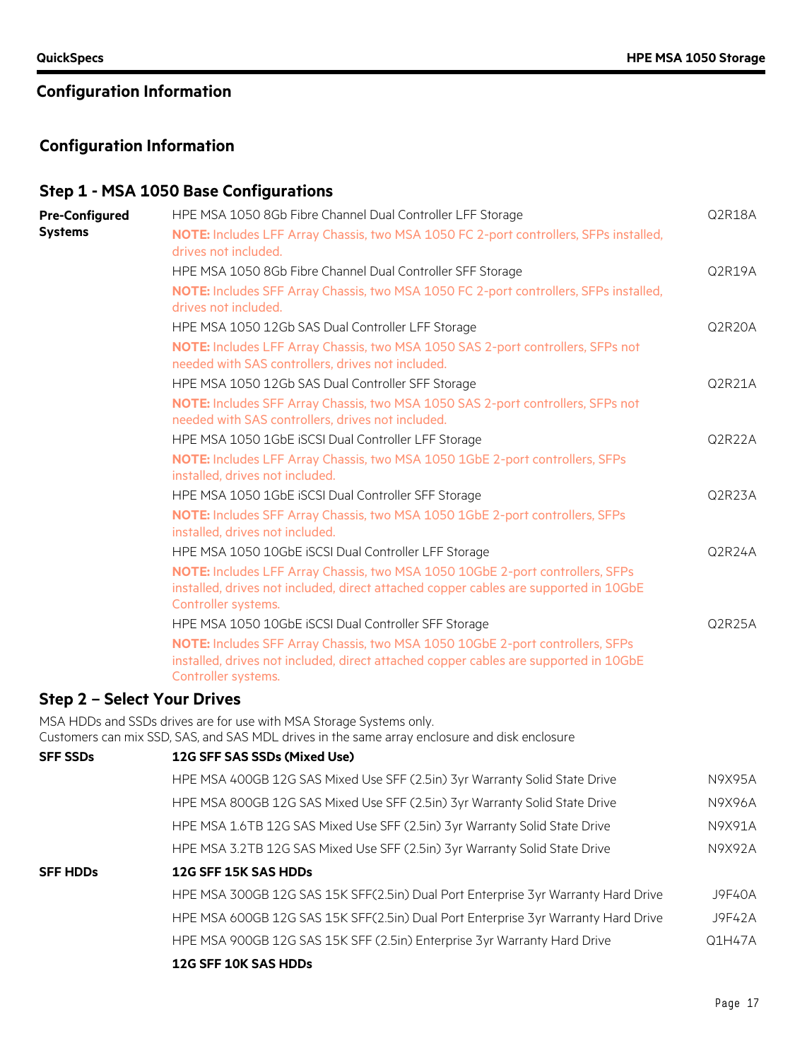## Configuration Information

### Configuration Information

### Step 1 - MSA 1050 Base Configurations

| | | |
|---|---|---|
| **Pre-Configured Systems** | HPE MSA 1050 8Gb Fibre Channel Dual Controller LFF Storage | Q2R18A |
| | **NOTE:** Includes LFF Array Chassis, two MSA 1050 FC 2-port controllers, SFPs installed, drives not included. | |
| | HPE MSA 1050 8Gb Fibre Channel Dual Controller SFF Storage | Q2R19A |
| | **NOTE:** Includes SFF Array Chassis, two MSA 1050 FC 2-port controllers, SFPs installed, drives not included. | |
| | HPE MSA 1050 12Gb SAS Dual Controller LFF Storage | Q2R20A |
| | **NOTE:** Includes LFF Array Chassis, two MSA 1050 SAS 2-port controllers, SFPs not needed with SAS controllers, drives not included. | |
| | HPE MSA 1050 12Gb SAS Dual Controller SFF Storage | Q2R21A |
| | **NOTE:** Includes SFF Array Chassis, two MSA 1050 SAS 2-port controllers, SFPs not needed with SAS controllers, drives not included. | |
| | HPE MSA 1050 1GbE iSCSI Dual Controller LFF Storage | Q2R22A |
| | **NOTE:** Includes LFF Array Chassis, two MSA 1050 1GbE 2-port controllers, SFPs installed, drives not included. | |
| | HPE MSA 1050 1GbE iSCSI Dual Controller SFF Storage | Q2R23A |
| | **NOTE:** Includes SFF Array Chassis, two MSA 1050 1GbE 2-port controllers, SFPs installed, drives not included. | |
| | HPE MSA 1050 10GbE iSCSI Dual Controller LFF Storage | Q2R24A |
| | **NOTE:** Includes LFF Array Chassis, two MSA 1050 10GbE 2-port controllers, SFPs installed, drives not included, direct attached copper cables are supported in 10GbE Controller systems. | |
| | HPE MSA 1050 10GbE iSCSI Dual Controller SFF Storage | Q2R25A |
| | **NOTE:** Includes SFF Array Chassis, two MSA 1050 10GbE 2-port controllers, SFPs installed, drives not included, direct attached copper cables are supported in 10GbE Controller systems. | |

### Step 2 – Select Your Drives

MSA HDDs and SSDs drives are for use with MSA Storage Systems only.
Customers can mix SSD, SAS, and SAS MDL drives in the same array enclosure and disk enclosure

| | | |
|---|---|---|
| **SFF SSDs** | **12G SFF SAS SSDs (Mixed Use)** | |
| | HPE MSA 400GB 12G SAS Mixed Use SFF (2.5in) 3yr Warranty Solid State Drive | N9X95A |
| | HPE MSA 800GB 12G SAS Mixed Use SFF (2.5in) 3yr Warranty Solid State Drive | N9X96A |
| | HPE MSA 1.6TB 12G SAS Mixed Use SFF (2.5in) 3yr Warranty Solid State Drive | N9X91A |
| | HPE MSA 3.2TB 12G SAS Mixed Use SFF (2.5in) 3yr Warranty Solid State Drive | N9X92A |
| **SFF HDDs** | **12G SFF 15K SAS HDDs** | |
| | HPE MSA 300GB 12G SAS 15K SFF(2.5in) Dual Port Enterprise 3yr Warranty Hard Drive | J9F40A |
| | HPE MSA 600GB 12G SAS 15K SFF(2.5in) Dual Port Enterprise 3yr Warranty Hard Drive | J9F42A |
| | HPE MSA 900GB 12G SAS 15K SFF (2.5in) Enterprise 3yr Warranty Hard Drive | Q1H47A |
| | **12G SFF 10K SAS HDDs** | |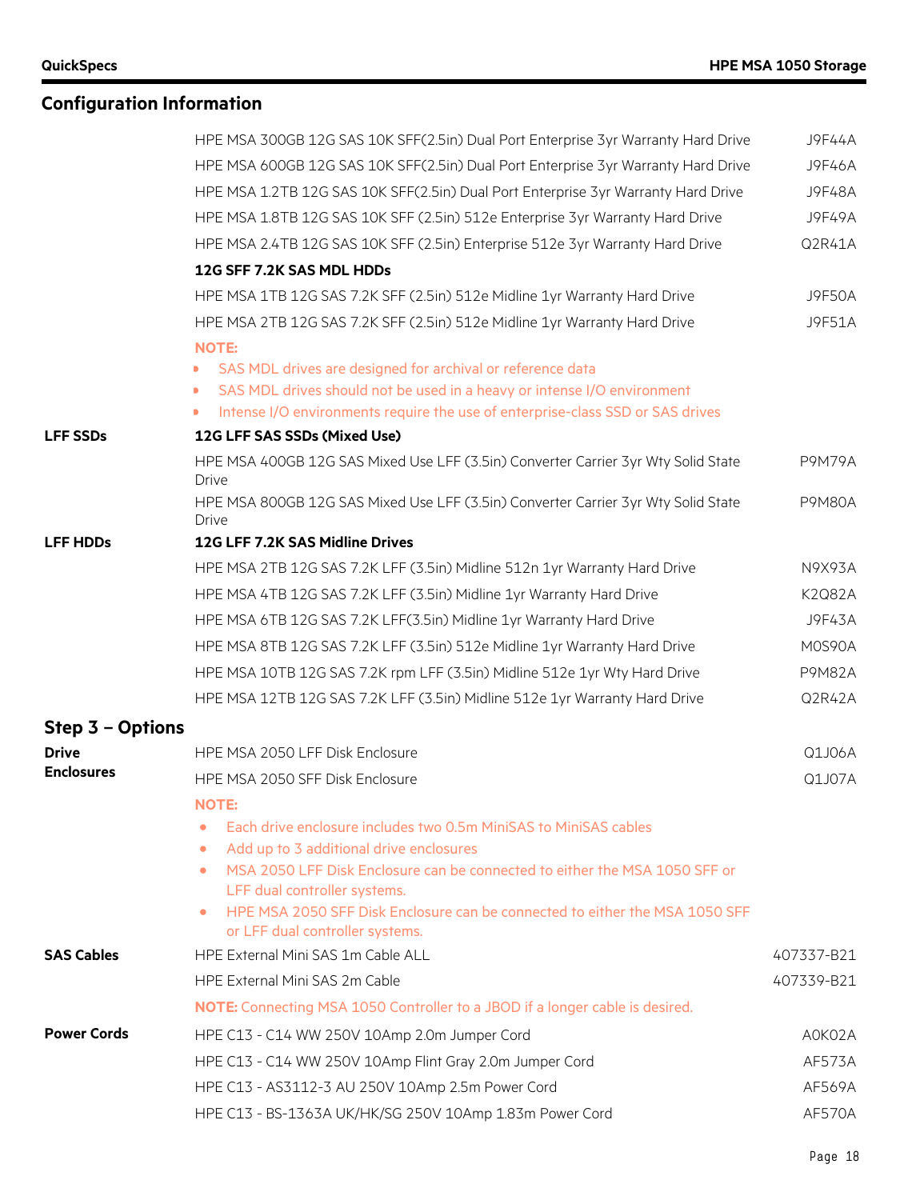## Configuration Information

| | | |
|---|---|---|
| | HPE MSA 300GB 12G SAS 10K SFF(2.5in) Dual Port Enterprise 3yr Warranty Hard Drive | J9F44A |
| | HPE MSA 600GB 12G SAS 10K SFF(2.5in) Dual Port Enterprise 3yr Warranty Hard Drive | J9F46A |
| | HPE MSA 1.2TB 12G SAS 10K SFF(2.5in) Dual Port Enterprise 3yr Warranty Hard Drive | J9F48A |
| | HPE MSA 1.8TB 12G SAS 10K SFF (2.5in) 512e Enterprise 3yr Warranty Hard Drive | J9F49A |
| | HPE MSA 2.4TB 12G SAS 10K SFF (2.5in) Enterprise 512e 3yr Warranty Hard Drive | Q2R41A |
| | **12G SFF 7.2K SAS MDL HDDs** | |
| | HPE MSA 1TB 12G SAS 7.2K SFF (2.5in) 512e Midline 1yr Warranty Hard Drive | J9F50A |
| | HPE MSA 2TB 12G SAS 7.2K SFF (2.5in) 512e Midline 1yr Warranty Hard Drive | J9F51A |

**NOTE:**
- SAS MDL drives are designed for archival or reference data
- SAS MDL drives should not be used in a heavy or intense I/O environment
- Intense I/O environments require the use of enterprise-class SSD or SAS drives

| | | |
|---|---|---|
| **LFF SSDs** | **12G LFF SAS SSDs (Mixed Use)** | |
| | HPE MSA 400GB 12G SAS Mixed Use LFF (3.5in) Converter Carrier 3yr Wty Solid State Drive | P9M79A |
| | HPE MSA 800GB 12G SAS Mixed Use LFF (3.5in) Converter Carrier 3yr Wty Solid State Drive | P9M80A |
| **LFF HDDs** | **12G LFF 7.2K SAS Midline Drives** | |
| | HPE MSA 2TB 12G SAS 7.2K LFF (3.5in) Midline 512n 1yr Warranty Hard Drive | N9X93A |
| | HPE MSA 4TB 12G SAS 7.2K LFF (3.5in) Midline 1yr Warranty Hard Drive | K2Q82A |
| | HPE MSA 6TB 12G SAS 7.2K LFF(3.5in) Midline 1yr Warranty Hard Drive | J9F43A |
| | HPE MSA 8TB 12G SAS 7.2K LFF (3.5in) 512e Midline 1yr Warranty Hard Drive | M0S90A |
| | HPE MSA 10TB 12G SAS 7.2K rpm LFF (3.5in) Midline 512e 1yr Wty Hard Drive | P9M82A |
| | HPE MSA 12TB 12G SAS 7.2K LFF (3.5in) Midline 512e 1yr Warranty Hard Drive | Q2R42A |

### Step 3 – Options

| | | |
|---|---|---|
| **Drive Enclosures** | HPE MSA 2050 LFF Disk Enclosure | Q1J06A |
| | HPE MSA 2050 SFF Disk Enclosure | Q1J07A |

**NOTE:**
- Each drive enclosure includes two 0.5m MiniSAS to MiniSAS cables
- Add up to 3 additional drive enclosures
- MSA 2050 LFF Disk Enclosure can be connected to either the MSA 1050 SFF or LFF dual controller systems.
- HPE MSA 2050 SFF Disk Enclosure can be connected to either the MSA 1050 SFF or LFF dual controller systems.

| | | |
|---|---|---|
| **SAS Cables** | HPE External Mini SAS 1m Cable ALL | 407337-B21 |
| | HPE External Mini SAS 2m Cable | 407339-B21 |

**NOTE:** Connecting MSA 1050 Controller to a JBOD if a longer cable is desired.

| | | |
|---|---|---|
| **Power Cords** | HPE C13 - C14 WW 250V 10Amp 2.0m Jumper Cord | A0K02A |
| | HPE C13 - C14 WW 250V 10Amp Flint Gray 2.0m Jumper Cord | AF573A |
| | HPE C13 - AS3112-3 AU 250V 10Amp 2.5m Power Cord | AF569A |
| | HPE C13 - BS-1363A UK/HK/SG 250V 10Amp 1.83m Power Cord | AF570A |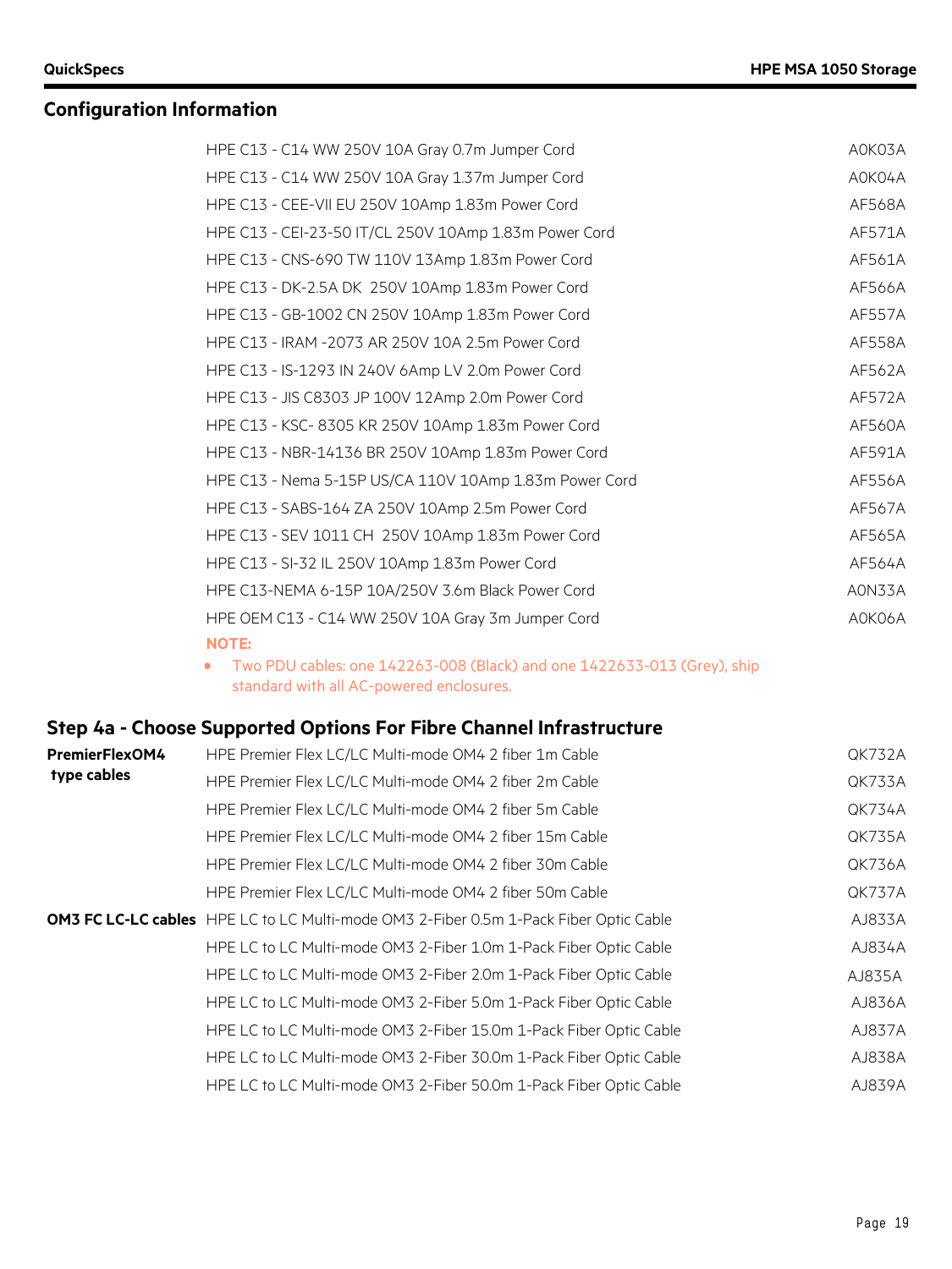## Configuration Information

| | | |
|---|---|---|
| | HPE C13 - C14 WW 250V 10A Gray 0.7m Jumper Cord | A0K03A |
| | HPE C13 - C14 WW 250V 10A Gray 1.37m Jumper Cord | A0K04A |
| | HPE C13 - CEE-VII EU 250V 10Amp 1.83m Power Cord | AF568A |
| | HPE C13 - CEI-23-50 IT/CL 250V 10Amp 1.83m Power Cord | AF571A |
| | HPE C13 - CNS-690 TW 110V 13Amp 1.83m Power Cord | AF561A |
| | HPE C13 - DK-2.5A DK 250V 10Amp 1.83m Power Cord | AF566A |
| | HPE C13 - GB-1002 CN 250V 10Amp 1.83m Power Cord | AF557A |
| | HPE C13 - IRAM -2073 AR 250V 10A 2.5m Power Cord | AF558A |
| | HPE C13 - IS-1293 IN 240V 6Amp LV 2.0m Power Cord | AF562A |
| | HPE C13 - JIS C8303 JP 100V 12Amp 2.0m Power Cord | AF572A |
| | HPE C13 - KSC- 8305 KR 250V 10Amp 1.83m Power Cord | AF560A |
| | HPE C13 - NBR-14136 BR 250V 10Amp 1.83m Power Cord | AF591A |
| | HPE C13 - Nema 5-15P US/CA 110V 10Amp 1.83m Power Cord | AF556A |
| | HPE C13 - SABS-164 ZA 250V 10Amp 2.5m Power Cord | AF567A |
| | HPE C13 - SEV 1011 CH 250V 10Amp 1.83m Power Cord | AF565A |
| | HPE C13 - SI-32 IL 250V 10Amp 1.83m Power Cord | AF564A |
| | HPE C13-NEMA 6-15P 10A/250V 3.6m Black Power Cord | A0N33A |
| | HPE OEM C13 - C14 WW 250V 10A Gray 3m Jumper Cord | A0K06A |

**NOTE:**

- Two PDU cables: one 142263-008 (Black) and one 1422633-013 (Grey), ship standard with all AC-powered enclosures.

### Step 4a - Choose Supported Options For Fibre Channel Infrastructure

| | | |
|---|---|---|
| **PremierFlexOM4 type cables** | HPE Premier Flex LC/LC Multi-mode OM4 2 fiber 1m Cable | QK732A |
| | HPE Premier Flex LC/LC Multi-mode OM4 2 fiber 2m Cable | QK733A |
| | HPE Premier Flex LC/LC Multi-mode OM4 2 fiber 5m Cable | QK734A |
| | HPE Premier Flex LC/LC Multi-mode OM4 2 fiber 15m Cable | QK735A |
| | HPE Premier Flex LC/LC Multi-mode OM4 2 fiber 30m Cable | QK736A |
| | HPE Premier Flex LC/LC Multi-mode OM4 2 fiber 50m Cable | QK737A |
| **OM3 FC LC-LC cables** | HPE LC to LC Multi-mode OM3 2-Fiber 0.5m 1-Pack Fiber Optic Cable | AJ833A |
| | HPE LC to LC Multi-mode OM3 2-Fiber 1.0m 1-Pack Fiber Optic Cable | AJ834A |
| | HPE LC to LC Multi-mode OM3 2-Fiber 2.0m 1-Pack Fiber Optic Cable | AJ835A |
| | HPE LC to LC Multi-mode OM3 2-Fiber 5.0m 1-Pack Fiber Optic Cable | AJ836A |
| | HPE LC to LC Multi-mode OM3 2-Fiber 15.0m 1-Pack Fiber Optic Cable | AJ837A |
| | HPE LC to LC Multi-mode OM3 2-Fiber 30.0m 1-Pack Fiber Optic Cable | AJ838A |
| | HPE LC to LC Multi-mode OM3 2-Fiber 50.0m 1-Pack Fiber Optic Cable | AJ839A |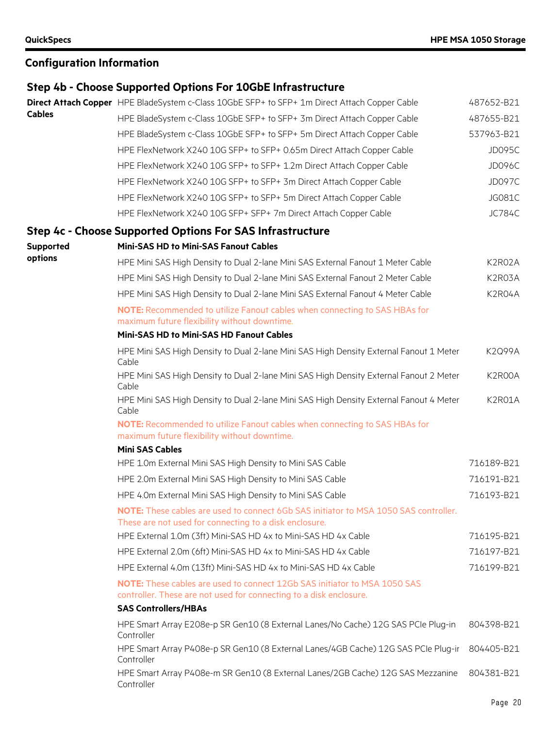## Configuration Information

### Step 4b - Choose Supported Options For 10GbE Infrastructure

| | | |
|---|---|---|
| **Direct Attach Copper Cables** | HPE BladeSystem c-Class 10GbE SFP+ to SFP+ 1m Direct Attach Copper Cable | 487652-B21 |
| | HPE BladeSystem c-Class 10GbE SFP+ to SFP+ 3m Direct Attach Copper Cable | 487655-B21 |
| | HPE BladeSystem c-Class 10GbE SFP+ to SFP+ 5m Direct Attach Copper Cable | 537963-B21 |
| | HPE FlexNetwork X240 10G SFP+ to SFP+ 0.65m Direct Attach Copper Cable | JD095C |
| | HPE FlexNetwork X240 10G SFP+ to SFP+ 1.2m Direct Attach Copper Cable | JD096C |
| | HPE FlexNetwork X240 10G SFP+ to SFP+ 3m Direct Attach Copper Cable | JD097C |
| | HPE FlexNetwork X240 10G SFP+ to SFP+ 5m Direct Attach Copper Cable | JG081C |
| | HPE FlexNetwork X240 10G SFP+ SFP+ 7m Direct Attach Copper Cable | JC784C |

### Step 4c - Choose Supported Options For SAS Infrastructure

| | | |
|---|---|---|
| **Supported options** | **Mini-SAS HD to Mini-SAS Fanout Cables** | |
| | HPE Mini SAS High Density to Dual 2-lane Mini SAS External Fanout 1 Meter Cable | K2R02A |
| | HPE Mini SAS High Density to Dual 2-lane Mini SAS External Fanout 2 Meter Cable | K2R03A |
| | HPE Mini SAS High Density to Dual 2-lane Mini SAS External Fanout 4 Meter Cable | K2R04A |
| | **NOTE:** Recommended to utilize Fanout cables when connecting to SAS HBAs for maximum future flexibility without downtime. | |
| | **Mini-SAS HD to Mini-SAS HD Fanout Cables** | |
| | HPE Mini SAS High Density to Dual 2-lane Mini SAS High Density External Fanout 1 Meter Cable | K2Q99A |
| | HPE Mini SAS High Density to Dual 2-lane Mini SAS High Density External Fanout 2 Meter Cable | K2R00A |
| | HPE Mini SAS High Density to Dual 2-lane Mini SAS High Density External Fanout 4 Meter Cable | K2R01A |
| | **NOTE:** Recommended to utilize Fanout cables when connecting to SAS HBAs for maximum future flexibility without downtime. | |
| | **Mini SAS Cables** | |
| | HPE 1.0m External Mini SAS High Density to Mini SAS Cable | 716189-B21 |
| | HPE 2.0m External Mini SAS High Density to Mini SAS Cable | 716191-B21 |
| | HPE 4.0m External Mini SAS High Density to Mini SAS Cable | 716193-B21 |
| | **NOTE:** These cables are used to connect 6Gb SAS initiator to MSA 1050 SAS controller. These are not used for connecting to a disk enclosure. | |
| | HPE External 1.0m (3ft) Mini-SAS HD 4x to Mini-SAS HD 4x Cable | 716195-B21 |
| | HPE External 2.0m (6ft) Mini-SAS HD 4x to Mini-SAS HD 4x Cable | 716197-B21 |
| | HPE External 4.0m (13ft) Mini-SAS HD 4x to Mini-SAS HD 4x Cable | 716199-B21 |
| | **NOTE:** These cables are used to connect 12Gb SAS initiator to MSA 1050 SAS controller. These are not used for connecting to a disk enclosure. | |
| | **SAS Controllers/HBAs** | |
| | HPE Smart Array E208e-p SR Gen10 (8 External Lanes/No Cache) 12G SAS PCIe Plug-in Controller | 804398-B21 |
| | HPE Smart Array P408e-p SR Gen10 (8 External Lanes/4GB Cache) 12G SAS PCIe Plug-in Controller | 804405-B21 |
| | HPE Smart Array P408e-m SR Gen10 (8 External Lanes/2GB Cache) 12G SAS Mezzanine Controller | 804381-B21 |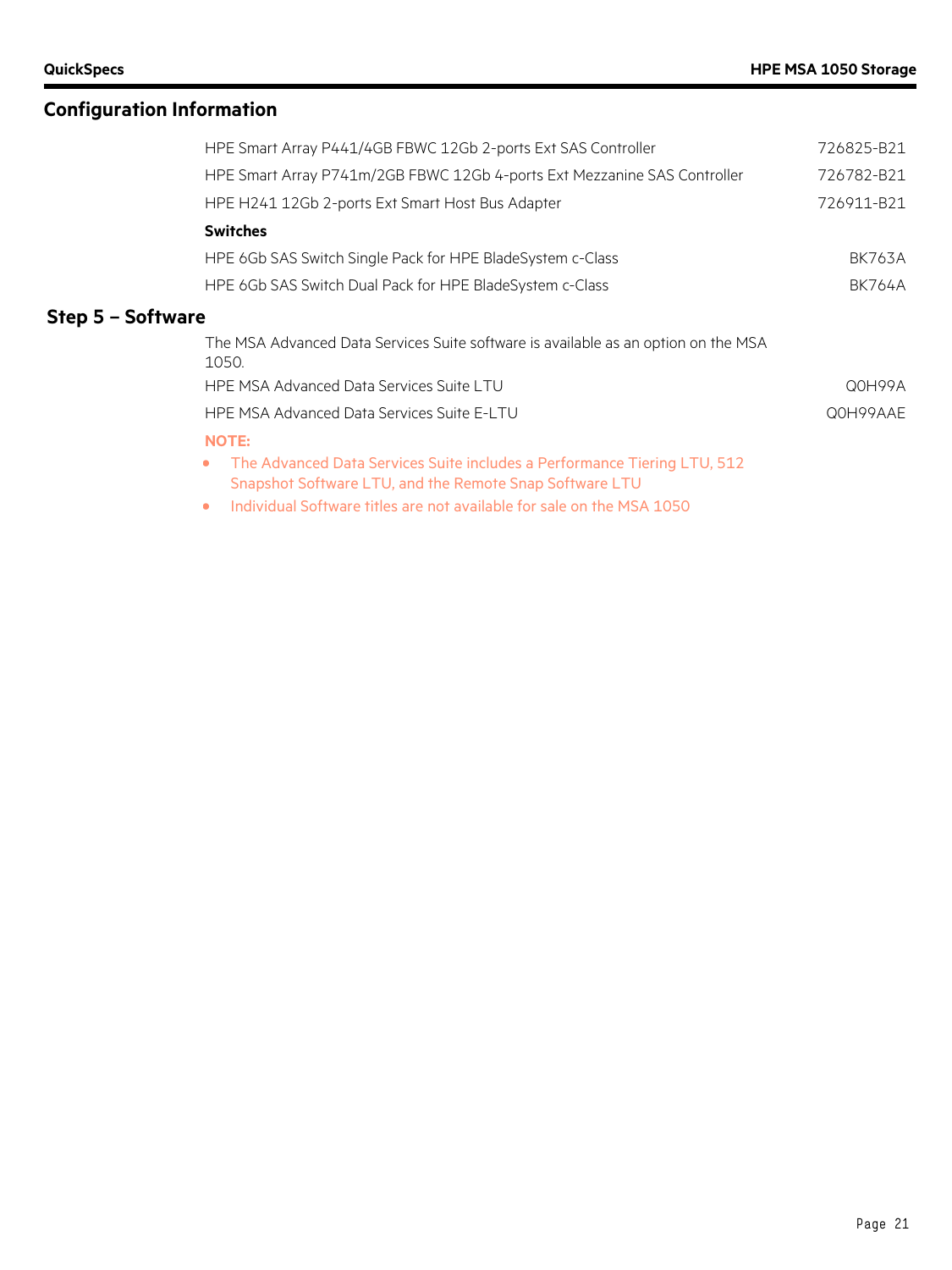## Configuration Information

| | |
|---|---|
| HPE Smart Array P441/4GB FBWC 12Gb 2-ports Ext SAS Controller | 726825-B21 |
| HPE Smart Array P741m/2GB FBWC 12Gb 4-ports Ext Mezzanine SAS Controller | 726782-B21 |
| HPE H241 12Gb 2-ports Ext Smart Host Bus Adapter | 726911-B21 |

**Switches**

| | |
|---|---|
| HPE 6Gb SAS Switch Single Pack for HPE BladeSystem c-Class | BK763A |
| HPE 6Gb SAS Switch Dual Pack for HPE BladeSystem c-Class | BK764A |

### Step 5 – Software

The MSA Advanced Data Services Suite software is available as an option on the MSA 1050.

| | |
|---|---|
| HPE MSA Advanced Data Services Suite LTU | Q0H99A |
| HPE MSA Advanced Data Services Suite E-LTU | Q0H99AAE |

**NOTE:**

- The Advanced Data Services Suite includes a Performance Tiering LTU, 512 Snapshot Software LTU, and the Remote Snap Software LTU
- Individual Software titles are not available for sale on the MSA 1050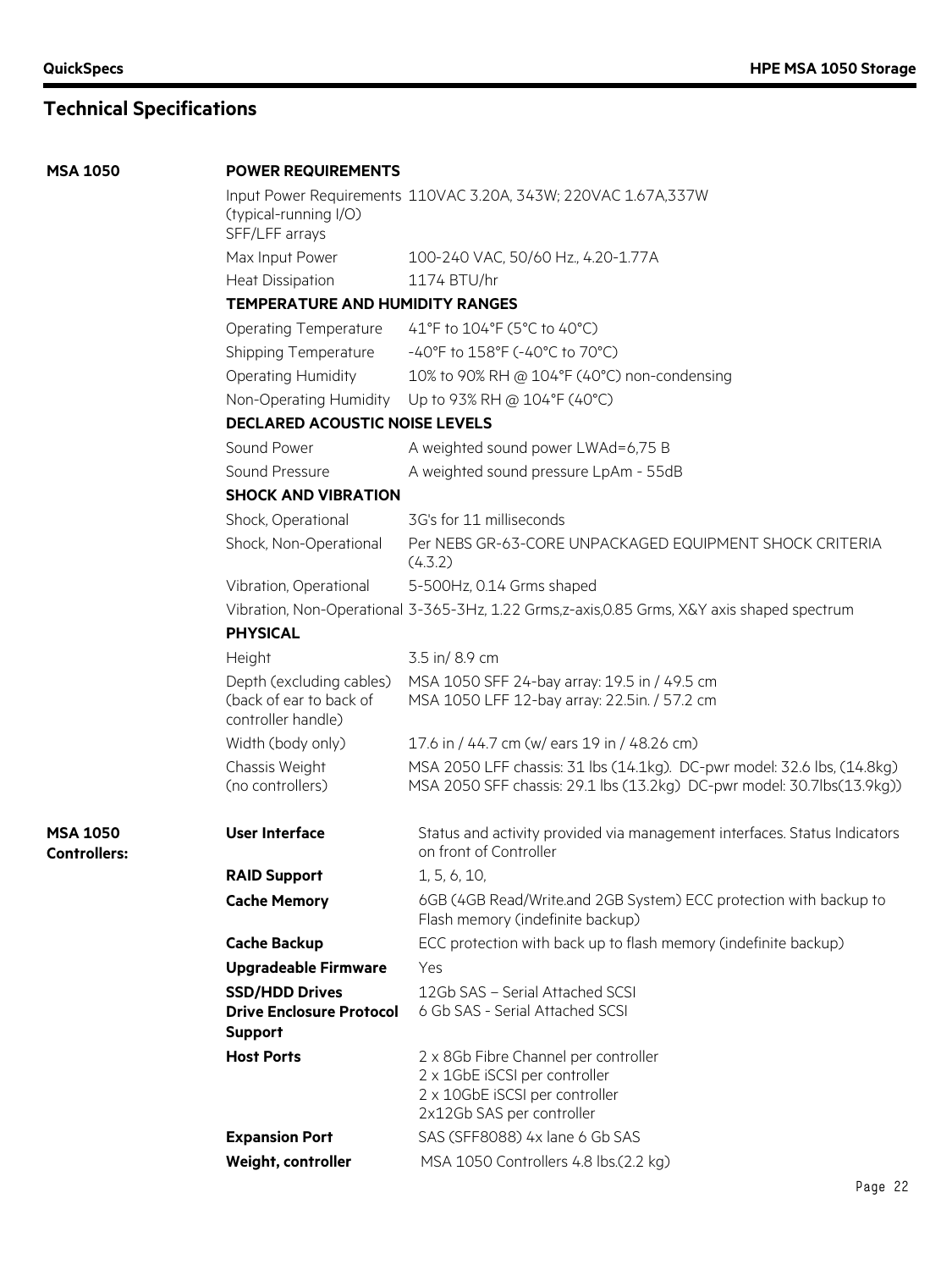## Technical Specifications

| | | |
|---|---|---|
| **MSA 1050** | **POWER REQUIREMENTS** | |
| | Input Power Requirements (typical-running I/O) SFF/LFF arrays | 110VAC 3.20A, 343W; 220VAC 1.67A,337W |
| | Max Input Power | 100-240 VAC, 50/60 Hz., 4.20-1.77A |
| | Heat Dissipation | 1174 BTU/hr |
| | **TEMPERATURE AND HUMIDITY RANGES** | |
| | Operating Temperature | 41°F to 104°F (5°C to 40°C) |
| | Shipping Temperature | -40°F to 158°F (-40°C to 70°C) |
| | Operating Humidity | 10% to 90% RH @ 104°F (40°C) non-condensing |
| | Non-Operating Humidity | Up to 93% RH @ 104°F (40°C) |
| | **DECLARED ACOUSTIC NOISE LEVELS** | |
| | Sound Power | A weighted sound power LWAd=6,75 B |
| | Sound Pressure | A weighted sound pressure LpAm - 55dB |
| | **SHOCK AND VIBRATION** | |
| | Shock, Operational | 3G's for 11 milliseconds |
| | Shock, Non-Operational | Per NEBS GR-63-CORE UNPACKAGED EQUIPMENT SHOCK CRITERIA (4.3.2) |
| | Vibration, Operational | 5-500Hz, 0.14 Grms shaped |
| | Vibration, Non-Operational | 3-365-3Hz, 1.22 Grms,z-axis,0.85 Grms, X&Y axis shaped spectrum |
| | **PHYSICAL** | |
| | Height | 3.5 in/ 8.9 cm |
| | Depth (excluding cables) (back of ear to back of controller handle) | MSA 1050 SFF 24-bay array: 19.5 in / 49.5 cm<br>MSA 1050 LFF 12-bay array: 22.5in. / 57.2 cm |
| | Width (body only) | 17.6 in / 44.7 cm (w/ ears 19 in / 48.26 cm) |
| | Chassis Weight (no controllers) | MSA 2050 LFF chassis: 31 lbs (14.1kg). DC-pwr model: 32.6 lbs, (14.8kg)<br>MSA 2050 SFF chassis: 29.1 lbs (13.2kg) DC-pwr model: 30.7lbs(13.9kg)) |
| **MSA 1050 Controllers:** | **User Interface** | Status and activity provided via management interfaces. Status Indicators on front of Controller |
| | **RAID Support** | 1, 5, 6, 10, |
| | **Cache Memory** | 6GB (4GB Read/Write.and 2GB System) ECC protection with backup to Flash memory (indefinite backup) |
| | **Cache Backup** | ECC protection with back up to flash memory (indefinite backup) |
| | **Upgradeable Firmware** | Yes |
| | **SSD/HDD Drives Drive Enclosure Protocol Support** | 12Gb SAS – Serial Attached SCSI<br>6 Gb SAS - Serial Attached SCSI |
| | **Host Ports** | 2 x 8Gb Fibre Channel per controller<br>2 x 1GbE iSCSI per controller<br>2 x 10GbE iSCSI per controller<br>2x12Gb SAS per controller |
| | **Expansion Port** | SAS (SFF8088) 4x lane 6 Gb SAS |
| | **Weight, controller** | MSA 1050 Controllers 4.8 lbs.(2.2 kg) |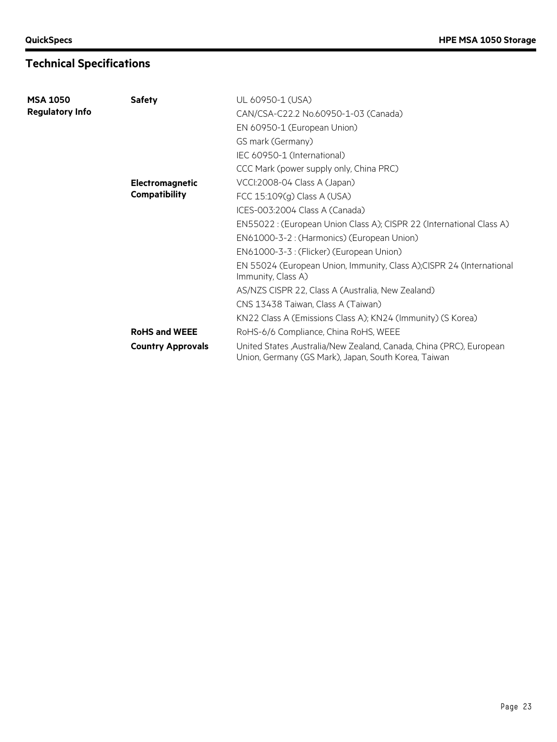## Technical Specifications

| | | |
|---|---|---|
| **MSA 1050 Regulatory Info** | **Safety** | UL 60950-1 (USA) |
| | | CAN/CSA-C22.2 No.60950-1-03 (Canada) |
| | | EN 60950-1 (European Union) |
| | | GS mark (Germany) |
| | | IEC 60950-1 (International) |
| | | CCC Mark (power supply only, China PRC) |
| | **Electromagnetic Compatibility** | VCCI:2008-04 Class A (Japan) |
| | | FCC 15:109(g) Class A (USA) |
| | | ICES-003:2004 Class A (Canada) |
| | | EN55022 : (European Union Class A); CISPR 22 (International Class A) |
| | | EN61000-3-2 : (Harmonics) (European Union) |
| | | EN61000-3-3 : (Flicker) (European Union) |
| | | EN 55024 (European Union, Immunity, Class A);CISPR 24 (International Immunity, Class A) |
| | | AS/NZS CISPR 22, Class A (Australia, New Zealand) |
| | | CNS 13438 Taiwan, Class A (Taiwan) |
| | | KN22 Class A (Emissions Class A); KN24 (Immunity) (S Korea) |
| | **RoHS and WEEE** | RoHS-6/6 Compliance, China RoHS, WEEE |
| | **Country Approvals** | United States ,Australia/New Zealand, Canada, China (PRC), European Union, Germany (GS Mark), Japan, South Korea, Taiwan |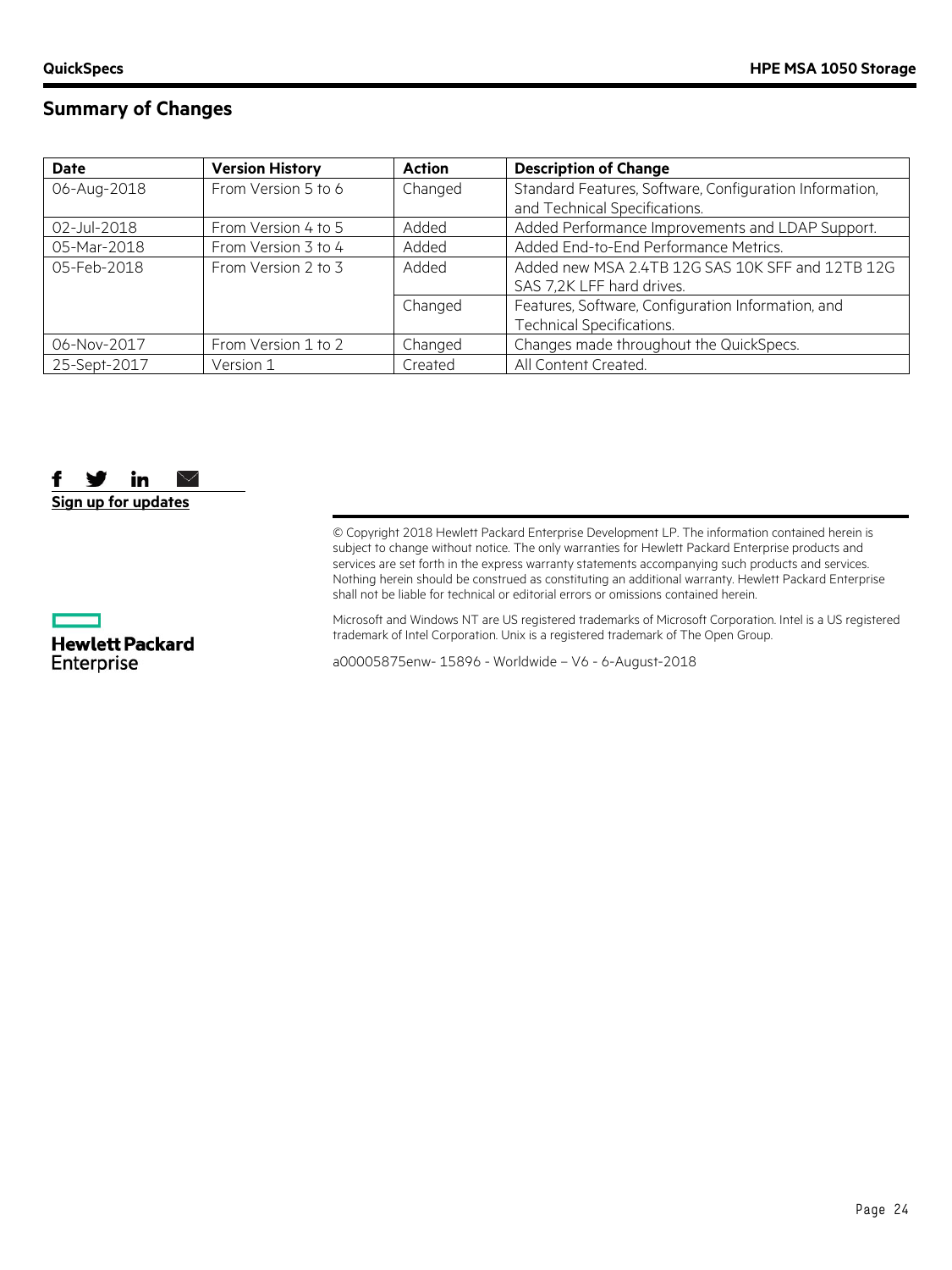## Summary of Changes

| Date | Version History | Action | Description of Change |
|---|---|---|---|
| 06-Aug-2018 | From Version 5 to 6 | Changed | Standard Features, Software, Configuration Information, and Technical Specifications. |
| 02-Jul-2018 | From Version 4 to 5 | Added | Added Performance Improvements and LDAP Support. |
| 05-Mar-2018 | From Version 3 to 4 | Added | Added End-to-End Performance Metrics. |
| 05-Feb-2018 | From Version 2 to 3 | Added | Added new MSA 2.4TB 12G SAS 10K SFF and 12TB 12G SAS 7,2K LFF hard drives. |
| | | Changed | Features, Software, Configuration Information, and Technical Specifications. |
| 06-Nov-2017 | From Version 1 to 2 | Changed | Changes made throughout the QuickSpecs. |
| 25-Sept-2017 | Version 1 | Created | All Content Created. |

**Sign up for updates**

© Copyright 2018 Hewlett Packard Enterprise Development LP. The information contained herein is subject to change without notice. The only warranties for Hewlett Packard Enterprise products and services are set forth in the express warranty statements accompanying such products and services. Nothing herein should be construed as constituting an additional warranty. Hewlett Packard Enterprise shall not be liable for technical or editorial errors or omissions contained herein.

Microsoft and Windows NT are US registered trademarks of Microsoft Corporation. Intel is a US registered trademark of Intel Corporation. Unix is a registered trademark of The Open Group.

a00005875enw- 15896 - Worldwide – V6 - 6-August-2018

**Hewlett Packard**
Enterprise